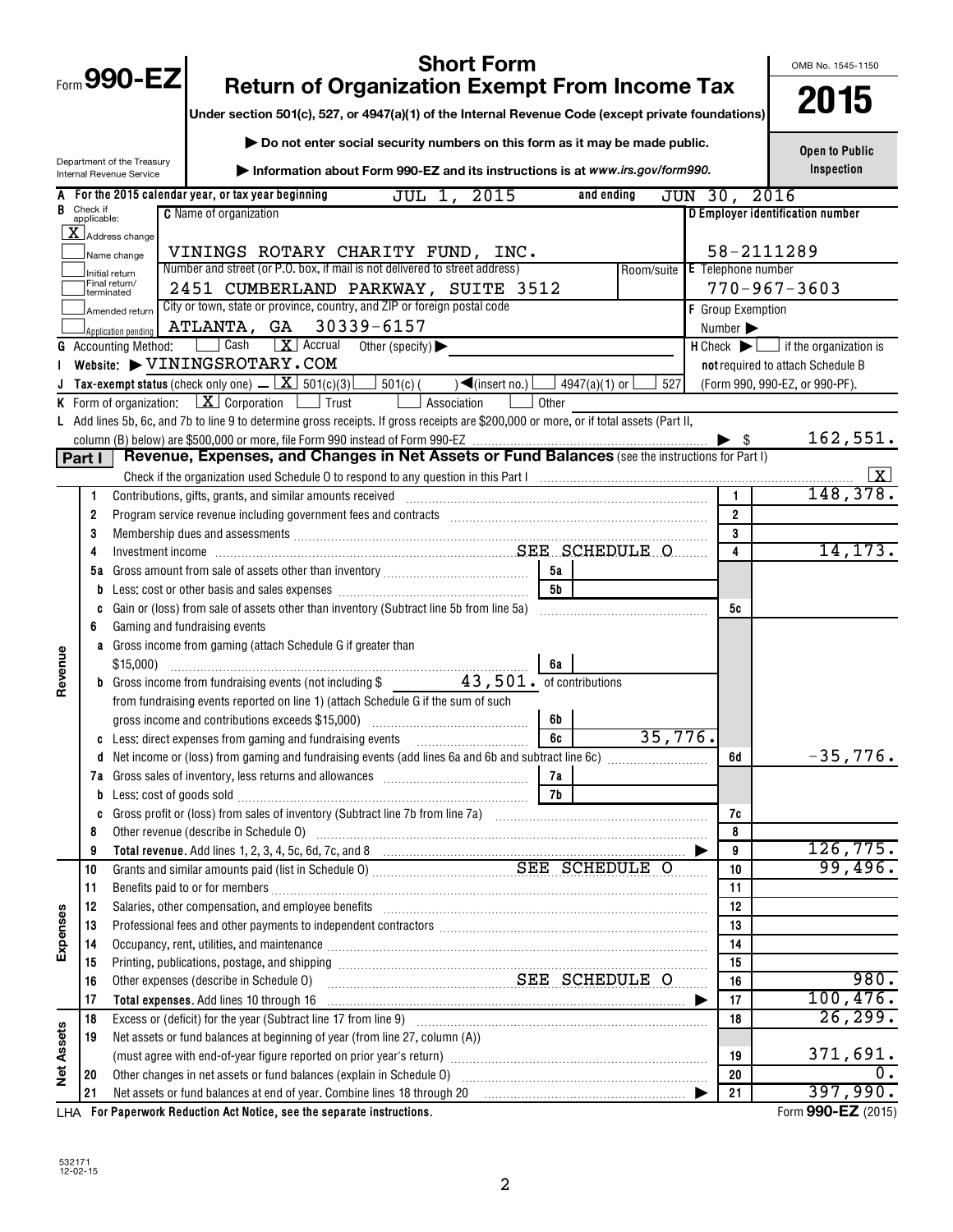# Form 990-EZ

## Short Form
## Return of Organization Exempt From Income Tax

**Under section 501(c), 527, or 4947(a)(1) of the Internal Revenue Code (except private foundations)**

▶ Do not enter social security numbers on this form as it may be made public.

▶ Information about Form 990-EZ and its instructions is at *www.irs.gov/form990.*

Department of the Treasury
Internal Revenue Service

OMB No. 1545-1150

**2015**

**Open to Public Inspection**

**A** For the 2015 calendar year, or tax year beginning JUL 1, 2015 and ending JUN 30, 2016

**B** Check if applicable:
- [X] Address change
- [ ] Name change
- [ ] Initial return
- [ ] Final return/terminated
- [ ] Amended return
- [ ] Application pending

**C** Name of organization: VININGS ROTARY CHARITY FUND, INC.

Number and street (or P.O. box, if mail is not delivered to street address): 2451 CUMBERLAND PARKWAY, SUITE 3512 — Room/suite:

City or town, state or province, country, and ZIP or foreign postal code: ATLANTA, GA 30339-6157

**D** Employer identification number: 58-2111289

**E** Telephone number: 770-967-3603

**F** Group Exemption Number ▶

**G** Accounting Method: [ ] Cash [X] Accrual Other (specify) ▶

**H** Check ▶ [ ] if the organization is **not** required to attach Schedule B (Form 990, 990-EZ, or 990-PF).

**I** Website: ▶ VININGSROTARY.COM

**J** Tax-exempt status (check only one) – [X] 501(c)(3) [ ] 501(c)( ) ◀(insert no.) [ ] 4947(a)(1) or [ ] 527

**K** Form of organization: [X] Corporation [ ] Trust [ ] Association [ ] Other

**L** Add lines 5b, 6c, and 7b to line 9 to determine gross receipts. If gross receipts are $200,000 or more, or if total assets (Part II, column (B) below) are $500,000 or more, file Form 990 instead of Form 990-EZ ▶ $ 162,551.

## Part I — Revenue, Expenses, and Changes in Net Assets or Fund Balances (see the instructions for Part I)

Check if the organization used Schedule O to respond to any question in this Part I [X]

| Section | Line | Description | Sub-line | Sub-amount | Line | Amount |
|---|---|---|---|---|---|---|
| Revenue | 1 | Contributions, gifts, grants, and similar amounts received | | | 1 | 148,378. |
| | 2 | Program service revenue including government fees and contracts | | | 2 | |
| | 3 | Membership dues and assessments | | | 3 | |
| | 4 | Investment income SEE SCHEDULE O | | | 4 | 14,173. |
| | 5a | Gross amount from sale of assets other than inventory | 5a | | | |
| | b | Less: cost or other basis and sales expenses | 5b | | | |
| | c | Gain or (loss) from sale of assets other than inventory (Subtract line 5b from line 5a) | | | 5c | |
| | 6 | Gaming and fundraising events | | | | |
| | a | Gross income from gaming (attach Schedule G if greater than $15,000) | 6a | | | |
| | b | Gross income from fundraising events (not including $ 43,501. of contributions from fundraising events reported on line 1) (attach Schedule G if the sum of such gross income and contributions exceeds $15,000) | 6b | | | |
| | c | Less: direct expenses from gaming and fundraising events | 6c | 35,776. | | |
| | d | Net income or (loss) from gaming and fundraising events (add lines 6a and 6b and subtract line 6c) | | | 6d | -35,776. |
| | 7a | Gross sales of inventory, less returns and allowances | 7a | | | |
| | b | Less: cost of goods sold | 7b | | | |
| | c | Gross profit or (loss) from sales of inventory (Subtract line 7b from line 7a) | | | 7c | |
| | 8 | Other revenue (describe in Schedule O) | | | 8 | |
| | 9 | **Total revenue.** Add lines 1, 2, 3, 4, 5c, 6d, 7c, and 8 ▶ | | | 9 | 126,775. |
| Expenses | 10 | Grants and similar amounts paid (list in Schedule O) SEE SCHEDULE O | | | 10 | 99,496. |
| | 11 | Benefits paid to or for members | | | 11 | |
| | 12 | Salaries, other compensation, and employee benefits | | | 12 | |
| | 13 | Professional fees and other payments to independent contractors | | | 13 | |
| | 14 | Occupancy, rent, utilities, and maintenance | | | 14 | |
| | 15 | Printing, publications, postage, and shipping | | | 15 | |
| | 16 | Other expenses (describe in Schedule O) SEE SCHEDULE O | | | 16 | 980. |
| | 17 | **Total expenses.** Add lines 10 through 16 ▶ | | | 17 | 100,476. |
| Net Assets | 18 | Excess or (deficit) for the year (Subtract line 17 from line 9) | | | 18 | 26,299. |
| | 19 | Net assets or fund balances at beginning of year (from line 27, column (A)) (must agree with end-of-year figure reported on prior year's return) | | | 19 | 371,691. |
| | 20 | Other changes in net assets or fund balances (explain in Schedule O) | | | 20 | 0. |
| | 21 | Net assets or fund balances at end of year. Combine lines 18 through 20 ▶ | | | 21 | 397,990. |

LHA **For Paperwork Reduction Act Notice, see the separate instructions.**

Form **990-EZ** (2015)

532171
12-02-15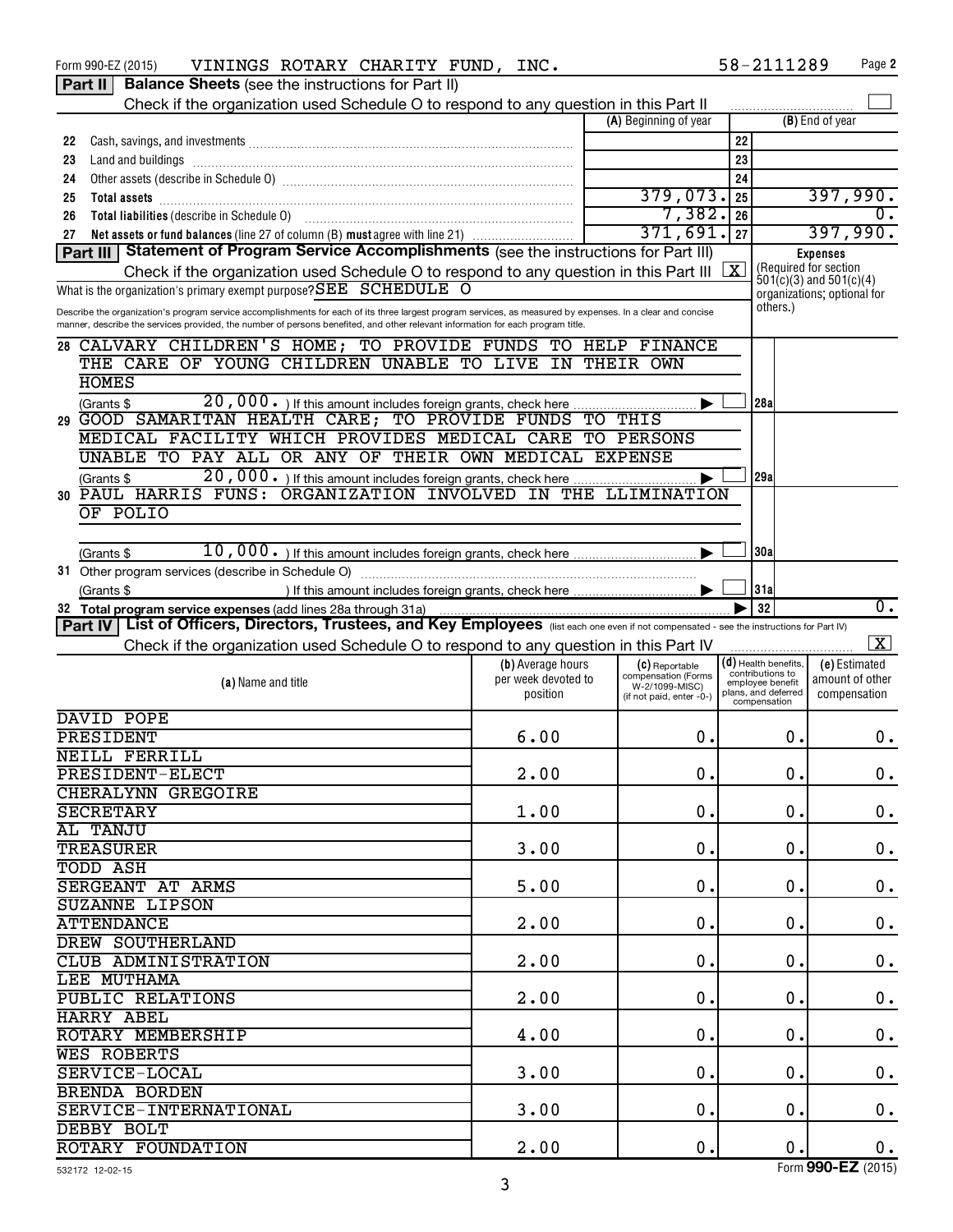Form 990-EZ (2015) VININGS ROTARY CHARITY FUND, INC. 58-2111289 Page 2

**Part II** **Balance Sheets** (see the instructions for Part II)

Check if the organization used Schedule O to respond to any question in this Part II ☐

| | | (A) Beginning of year | | (B) End of year |
|---|---|---|---|---|
| 22 | Cash, savings, and investments | | 22 | |
| 23 | Land and buildings | | 23 | |
| 24 | Other assets (describe in Schedule O) | | 24 | |
| 25 | **Total assets** | 379,073. | 25 | 397,990. |
| 26 | **Total liabilities** (describe in Schedule O) | 7,382. | 26 | 0. |
| 27 | **Net assets or fund balances** (line 27 of column (B) **must** agree with line 21) | 371,691. | 27 | 397,990. |

**Part III** **Statement of Program Service Accomplishments** (see the instructions for Part III)

Check if the organization used Schedule O to respond to any question in this Part III ☒

What is the organization's primary exempt purpose? SEE SCHEDULE O

Describe the organization's program service accomplishments for each of its three largest program services, as measured by expenses. In a clear and concise manner, describe the services provided, the number of persons benefited, and other relevant information for each program title.

**Expenses** (Required for section 501(c)(3) and 501(c)(4) organizations; optional for others.)

28 CALVARY CHILDREN'S HOME; TO PROVIDE FUNDS TO HELP FINANCE THE CARE OF YOUNG CHILDREN UNABLE TO LIVE IN THEIR OWN HOMES

(Grants $ 20,000. ) If this amount includes foreign grants, check here ☐ | 28a |

29 GOOD SAMARITAN HEALTH CARE; TO PROVIDE FUNDS TO THIS MEDICAL FACILITY WHICH PROVIDES MEDICAL CARE TO PERSONS UNABLE TO PAY ALL OR ANY OF THEIR OWN MEDICAL EXPENSE

(Grants $ 20,000. ) If this amount includes foreign grants, check here ☐ | 29a |

30 PAUL HARRIS FUNS: ORGANIZATION INVOLVED IN THE LLIMINATION OF POLIO

(Grants $ 10,000. ) If this amount includes foreign grants, check here ☐ | 30a |

31 Other program services (describe in Schedule O)

(Grants $ ) If this amount includes foreign grants, check here ☐ | 31a |

32 **Total program service expenses** (add lines 28a through 31a) | 32 | 0.

**Part IV** **List of Officers, Directors, Trustees, and Key Employees** (list each one even if not compensated - see the instructions for Part IV)

Check if the organization used Schedule O to respond to any question in this Part IV ☒

| (a) Name and title | (b) Average hours per week devoted to position | (c) Reportable compensation (Forms W-2/1099-MISC) (if not paid, enter -0-) | (d) Health benefits, contributions to employee benefit plans, and deferred compensation | (e) Estimated amount of other compensation |
|---|---|---|---|---|
| DAVID POPE<br>PRESIDENT | 6.00 | 0. | 0. | 0. |
| NEILL FERRILL<br>PRESIDENT-ELECT | 2.00 | 0. | 0. | 0. |
| CHERALYNN GREGOIRE<br>SECRETARY | 1.00 | 0. | 0. | 0. |
| AL TANJU<br>TREASURER | 3.00 | 0. | 0. | 0. |
| TODD ASH<br>SERGEANT AT ARMS | 5.00 | 0. | 0. | 0. |
| SUZANNE LIPSON<br>ATTENDANCE | 2.00 | 0. | 0. | 0. |
| DREW SOUTHERLAND<br>CLUB ADMINISTRATION | 2.00 | 0. | 0. | 0. |
| LEE MUTHAMA<br>PUBLIC RELATIONS | 2.00 | 0. | 0. | 0. |
| HARRY ABEL<br>ROTARY MEMBERSHIP | 4.00 | 0. | 0. | 0. |
| WES ROBERTS<br>SERVICE-LOCAL | 3.00 | 0. | 0. | 0. |
| BRENDA BORDEN<br>SERVICE-INTERNATIONAL | 3.00 | 0. | 0. | 0. |
| DEBBY BOLT<br>ROTARY FOUNDATION | 2.00 | 0. | 0. | 0. |

532172 12-02-15 Form **990-EZ** (2015)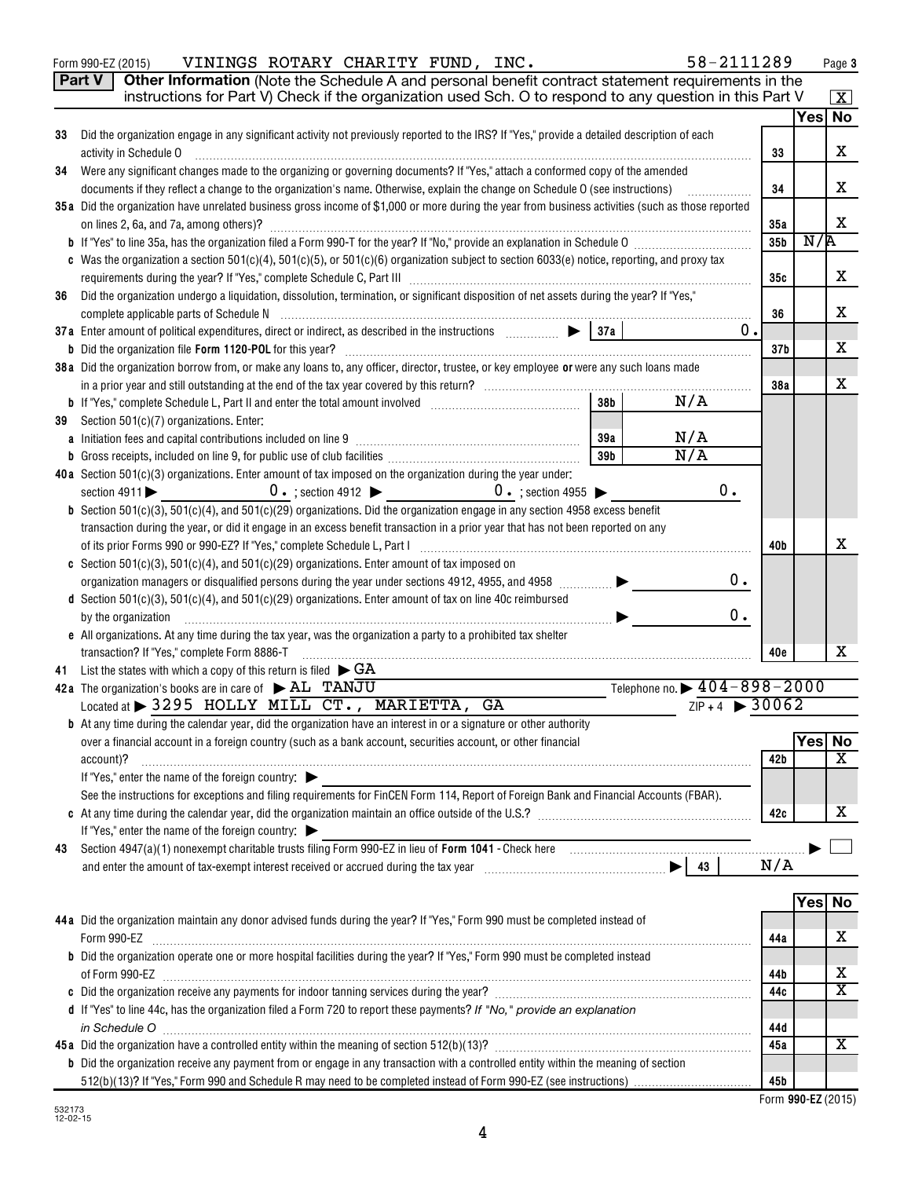Form 990-EZ (2015) VININGS ROTARY CHARITY FUND, INC. 58-2111289 Page 3

**Part V** **Other Information** (Note the Schedule A and personal benefit contract statement requirements in the instructions for Part V) Check if the organization used Sch. O to respond to any question in this Part V [X]

| | | | Yes | No |
|---|---|---|---|---|
| 33 | Did the organization engage in any significant activity not previously reported to the IRS? If "Yes," provide a detailed description of each activity in Schedule O | 33 | | X |
| 34 | Were any significant changes made to the organizing or governing documents? If "Yes," attach a conformed copy of the amended documents if they reflect a change to the organization's name. Otherwise, explain the change on Schedule O (see instructions) | 34 | | X |
| 35a | Did the organization have unrelated business gross income of $1,000 or more during the year from business activities (such as those reported on lines 2, 6a, and 7a, among others)? | 35a | | X |
| b | If "Yes" to line 35a, has the organization filed a Form 990-T for the year? If "No," provide an explanation in Schedule O | 35b | N/A | |
| c | Was the organization a section 501(c)(4), 501(c)(5), or 501(c)(6) organization subject to section 6033(e) notice, reporting, and proxy tax requirements during the year? If "Yes," complete Schedule C, Part III | 35c | | X |
| 36 | Did the organization undergo a liquidation, dissolution, termination, or significant disposition of net assets during the year? If "Yes," complete applicable parts of Schedule N | 36 | | X |
| 37a | Enter amount of political expenditures, direct or indirect, as described in the instructions ▶ 37a 0. | | | |
| b | Did the organization file Form 1120-POL for this year? | 37b | | X |
| 38a | Did the organization borrow from, or make any loans to, any officer, director, trustee, or key employee or were any such loans made in a prior year and still outstanding at the end of the tax year covered by this return? | 38a | | X |
| b | If "Yes," complete Schedule L, Part II and enter the total amount involved 38b N/A | | | |
| 39 | Section 501(c)(7) organizations. Enter: | | | |
| a | Initiation fees and capital contributions included on line 9 39a N/A | | | |
| b | Gross receipts, included on line 9, for public use of club facilities 39b N/A | | | |
| 40a | Section 501(c)(3) organizations. Enter amount of tax imposed on the organization during the year under: section 4911 ▶ 0. ; section 4912 ▶ 0. ; section 4955 ▶ 0. | | | |
| b | Section 501(c)(3), 501(c)(4), and 501(c)(29) organizations. Did the organization engage in any section 4958 excess benefit transaction during the year, or did it engage in an excess benefit transaction in a prior year that has not been reported on any of its prior Forms 990 or 990-EZ? If "Yes," complete Schedule L, Part I | 40b | | X |
| c | Section 501(c)(3), 501(c)(4), and 501(c)(29) organizations. Enter amount of tax imposed on organization managers or disqualified persons during the year under sections 4912, 4955, and 4958 ▶ 0. | | | |
| d | Section 501(c)(3), 501(c)(4), and 501(c)(29) organizations. Enter amount of tax on line 40c reimbursed by the organization ▶ 0. | | | |
| e | All organizations. At any time during the tax year, was the organization a party to a prohibited tax shelter transaction? If "Yes," complete Form 8886-T | 40e | | X |

41 List the states with which a copy of this return is filed ▶ GA

42a The organization's books are in care of ▶ AL TANJU Telephone no. ▶ 404-898-2000

Located at ▶ 3295 HOLLY MILL CT., MARIETTA, GA ZIP + 4 ▶ 30062

| | | | Yes | No |
|---|---|---|---|---|
| b | At any time during the calendar year, did the organization have an interest in or a signature or other authority over a financial account in a foreign country (such as a bank account, securities account, or other financial account)? If "Yes," enter the name of the foreign country: ▶ See the instructions for exceptions and filing requirements for FinCEN Form 114, Report of Foreign Bank and Financial Accounts (FBAR). | 42b | | X |
| c | At any time during the calendar year, did the organization maintain an office outside of the U.S.? If "Yes," enter the name of the foreign country: ▶ | 42c | | X |
| 43 | Section 4947(a)(1) nonexempt charitable trusts filing Form 990-EZ in lieu of Form 1041 - Check here ▶ [ ] and enter the amount of tax-exempt interest received or accrued during the tax year ▶ 43 N/A | | | |

| | | | Yes | No |
|---|---|---|---|---|
| 44a | Did the organization maintain any donor advised funds during the year? If "Yes," Form 990 must be completed instead of Form 990-EZ | 44a | | X |
| b | Did the organization operate one or more hospital facilities during the year? If "Yes," Form 990 must be completed instead of Form 990-EZ | 44b | | X |
| c | Did the organization receive any payments for indoor tanning services during the year? | 44c | | X |
| d | If "Yes" to line 44c, has the organization filed a Form 720 to report these payments? *If "No," provide an explanation in Schedule O* | 44d | | |
| 45a | Did the organization have a controlled entity within the meaning of section 512(b)(13)? | 45a | | X |
| b | Did the organization receive any payment from or engage in any transaction with a controlled entity within the meaning of section 512(b)(13)? If "Yes," Form 990 and Schedule R may need to be completed instead of Form 990-EZ (see instructions) | 45b | | |

Form 990-EZ (2015)

532173 12-02-15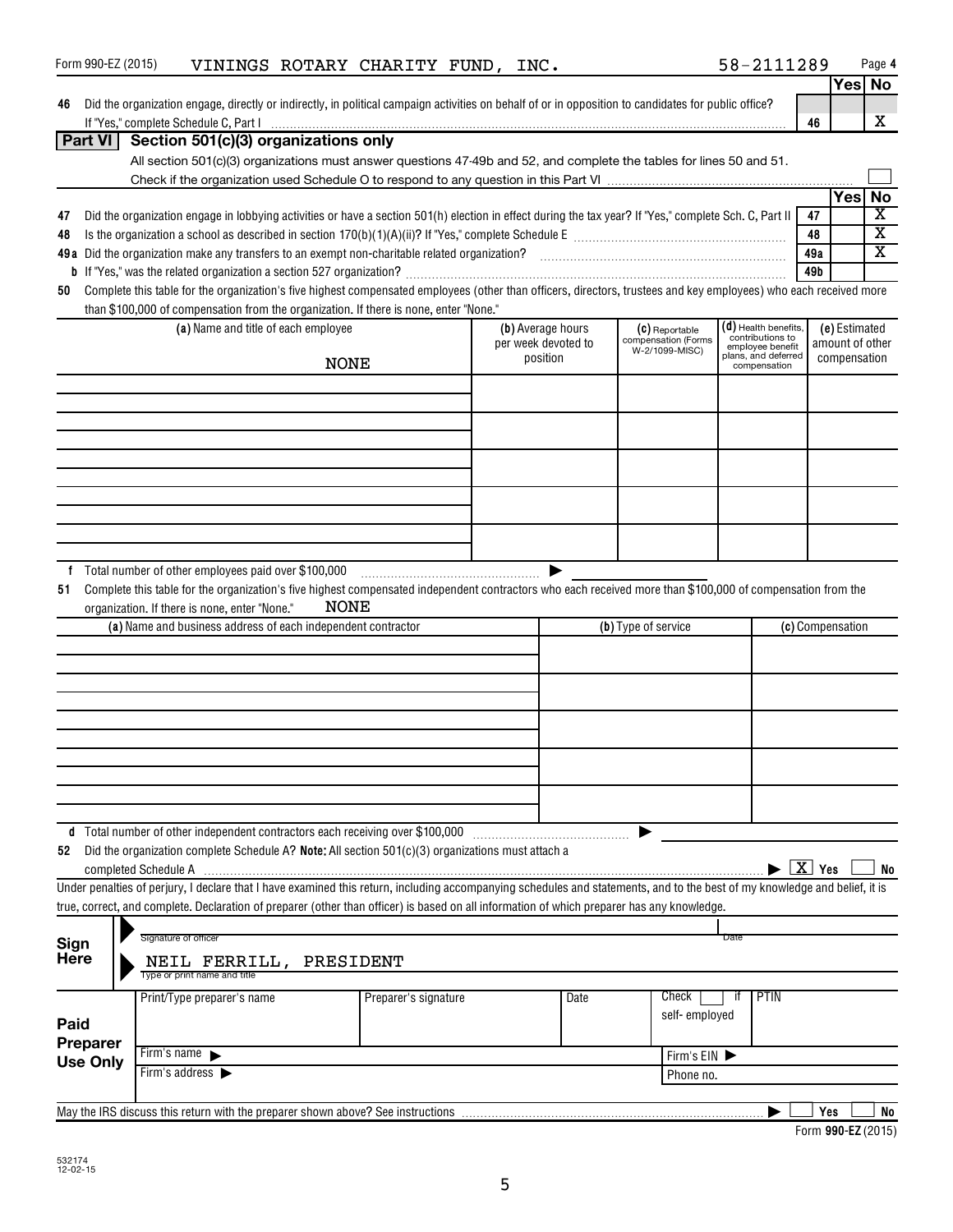Form 990-EZ (2015) VININGS ROTARY CHARITY FUND, INC. 58-2111289 Page 4

| | | | Yes | No |
|---|---|---|---|---|
| 46 | Did the organization engage, directly or indirectly, in political campaign activities on behalf of or in opposition to candidates for public office? If "Yes," complete Schedule C, Part I | 46 | | X |

## Part VI Section 501(c)(3) organizations only

All section 501(c)(3) organizations must answer questions 47-49b and 52, and complete the tables for lines 50 and 51.

Check if the organization used Schedule O to respond to any question in this Part VI ☐

| | | | Yes | No |
|---|---|---|---|---|
| 47 | Did the organization engage in lobbying activities or have a section 501(h) election in effect during the tax year? If "Yes," complete Sch. C, Part II | 47 | | X |
| 48 | Is the organization a school as described in section 170(b)(1)(A)(ii)? If "Yes," complete Schedule E | 48 | | X |
| 49a | Did the organization make any transfers to an exempt non-charitable related organization? | 49a | | X |
| b | If "Yes," was the related organization a section 527 organization? | 49b | | |

**50** Complete this table for the organization's five highest compensated employees (other than officers, directors, trustees and key employees) who each received more than $100,000 of compensation from the organization. If there is none, enter "None."

| (a) Name and title of each employee | (b) Average hours per week devoted to position | (c) Reportable compensation (Forms W-2/1099-MISC) | (d) Health benefits, contributions to employee benefit plans, and deferred compensation | (e) Estimated amount of other compensation |
|---|---|---|---|---|
| NONE | | | | |
| | | | | |
| | | | | |
| | | | | |
| | | | | |

**f** Total number of other employees paid over $100,000 ▶

**51** Complete this table for the organization's five highest compensated independent contractors who each received more than $100,000 of compensation from the organization. If there is none, enter "None." NONE

| (a) Name and business address of each independent contractor | (b) Type of service | (c) Compensation |
|---|---|---|
| | | |
| | | |
| | | |
| | | |
| | | |

**d** Total number of other independent contractors each receiving over $100,000 ▶

**52** Did the organization complete Schedule A? **Note:** All section 501(c)(3) organizations must attach a completed Schedule A ▶ [X] Yes ☐ No

Under penalties of perjury, I declare that I have examined this return, including accompanying schedules and statements, and to the best of my knowledge and belief, it is true, correct, and complete. Declaration of preparer (other than officer) is based on all information of which preparer has any knowledge.

**Sign Here**

▶ Signature of officer                    Date

▶ NEIL FERRILL, PRESIDENT
Type or print name and title

**Paid Preparer Use Only**

| Print/Type preparer's name | Preparer's signature | Date | Check ☐ if self-employed | PTIN |
|---|---|---|---|---|
| Firm's name ▶ | | | Firm's EIN ▶ | |
| Firm's address ▶ | | | Phone no. | |

May the IRS discuss this return with the preparer shown above? See instructions ▶ ☐ Yes ☐ No

Form **990-EZ** (2015)

532174 12-02-15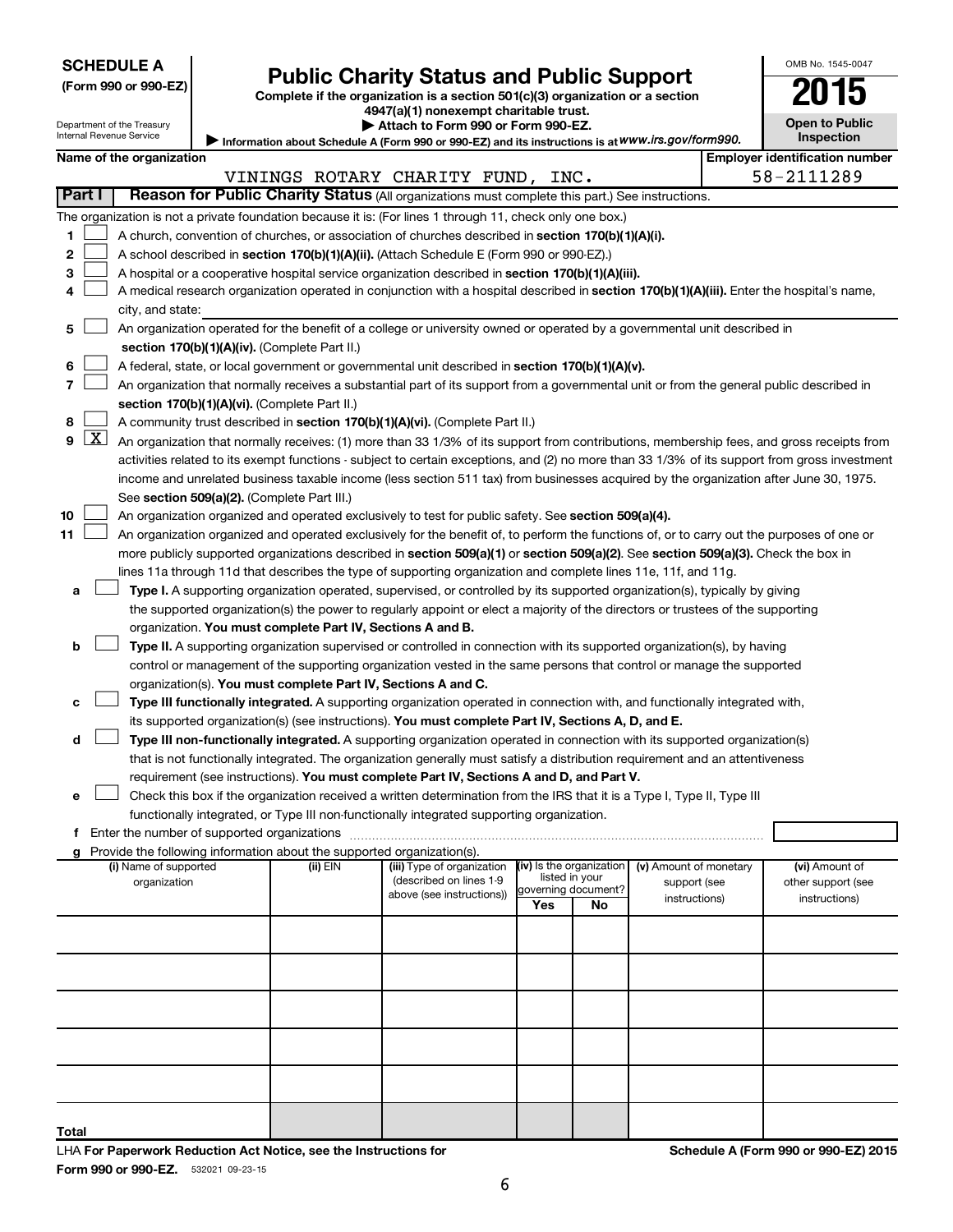**SCHEDULE A**
**(Form 990 or 990-EZ)**

Department of the Treasury
Internal Revenue Service

# Public Charity Status and Public Support

**Complete if the organization is a section 501(c)(3) organization or a section 4947(a)(1) nonexempt charitable trust.**
**▶ Attach to Form 990 or Form 990-EZ.**
**▶ Information about Schedule A (Form 990 or 990-EZ) and its instructions is at *www.irs.gov/form990*.**

OMB No. 1545-0047

**2015**

**Open to Public Inspection**

**Name of the organization**
VININGS ROTARY CHARITY FUND, INC.

**Employer identification number**
58-2111289

**Part I** **Reason for Public Charity Status** (All organizations must complete this part.) See instructions.

The organization is not a private foundation because it is: (For lines 1 through 11, check only one box.)

1 ☐ A church, convention of churches, or association of churches described in **section 170(b)(1)(A)(i).**

2 ☐ A school described in **section 170(b)(1)(A)(ii).** (Attach Schedule E (Form 990 or 990-EZ).)

3 ☐ A hospital or a cooperative hospital service organization described in **section 170(b)(1)(A)(iii).**

4 ☐ A medical research organization operated in conjunction with a hospital described in **section 170(b)(1)(A)(iii).** Enter the hospital's name, city, and state:

5 ☐ An organization operated for the benefit of a college or university owned or operated by a governmental unit described in **section 170(b)(1)(A)(iv).** (Complete Part II.)

6 ☐ A federal, state, or local government or governmental unit described in **section 170(b)(1)(A)(v).**

7 ☐ An organization that normally receives a substantial part of its support from a governmental unit or from the general public described in **section 170(b)(1)(A)(vi).** (Complete Part II.)

8 ☐ A community trust described in **section 170(b)(1)(A)(vi).** (Complete Part II.)

9 ☒ An organization that normally receives: (1) more than 33 1/3% of its support from contributions, membership fees, and gross receipts from activities related to its exempt functions - subject to certain exceptions, and (2) no more than 33 1/3% of its support from gross investment income and unrelated business taxable income (less section 511 tax) from businesses acquired by the organization after June 30, 1975. See **section 509(a)(2).** (Complete Part III.)

10 ☐ An organization organized and operated exclusively to test for public safety. See **section 509(a)(4).**

11 ☐ An organization organized and operated exclusively for the benefit of, to perform the functions of, or to carry out the purposes of one or more publicly supported organizations described in **section 509(a)(1)** or **section 509(a)(2).** See **section 509(a)(3).** Check the box in lines 11a through 11d that describes the type of supporting organization and complete lines 11e, 11f, and 11g.

a ☐ **Type I.** A supporting organization operated, supervised, or controlled by its supported organization(s), typically by giving the supported organization(s) the power to regularly appoint or elect a majority of the directors or trustees of the supporting organization. **You must complete Part IV, Sections A and B.**

b ☐ **Type II.** A supporting organization supervised or controlled in connection with its supported organization(s), by having control or management of the supporting organization vested in the same persons that control or manage the supported organization(s). **You must complete Part IV, Sections A and C.**

c ☐ **Type III functionally integrated.** A supporting organization operated in connection with, and functionally integrated with, its supported organization(s) (see instructions). **You must complete Part IV, Sections A, D, and E.**

d ☐ **Type III non-functionally integrated.** A supporting organization operated in connection with its supported organization(s) that is not functionally integrated. The organization generally must satisfy a distribution requirement and an attentiveness requirement (see instructions). **You must complete Part IV, Sections A and D, and Part V.**

e ☐ Check this box if the organization received a written determination from the IRS that it is a Type I, Type II, Type III functionally integrated, or Type III non-functionally integrated supporting organization.

f Enter the number of supported organizations

g Provide the following information about the supported organization(s).

| (i) Name of supported organization | (ii) EIN | (iii) Type of organization (described on lines 1-9 above (see instructions)) | (iv) Is the organization listed in your governing document? Yes | No | (v) Amount of monetary support (see instructions) | (vi) Amount of other support (see instructions) |
|---|---|---|---|---|---|---|
| | | | | | | |
| | | | | | | |
| | | | | | | |
| | | | | | | |
| | | | | | | |
| Total | | | | | | |

LHA **For Paperwork Reduction Act Notice, see the Instructions for Form 990 or 990-EZ.** 532021 09-23-15

**Schedule A (Form 990 or 990-EZ) 2015**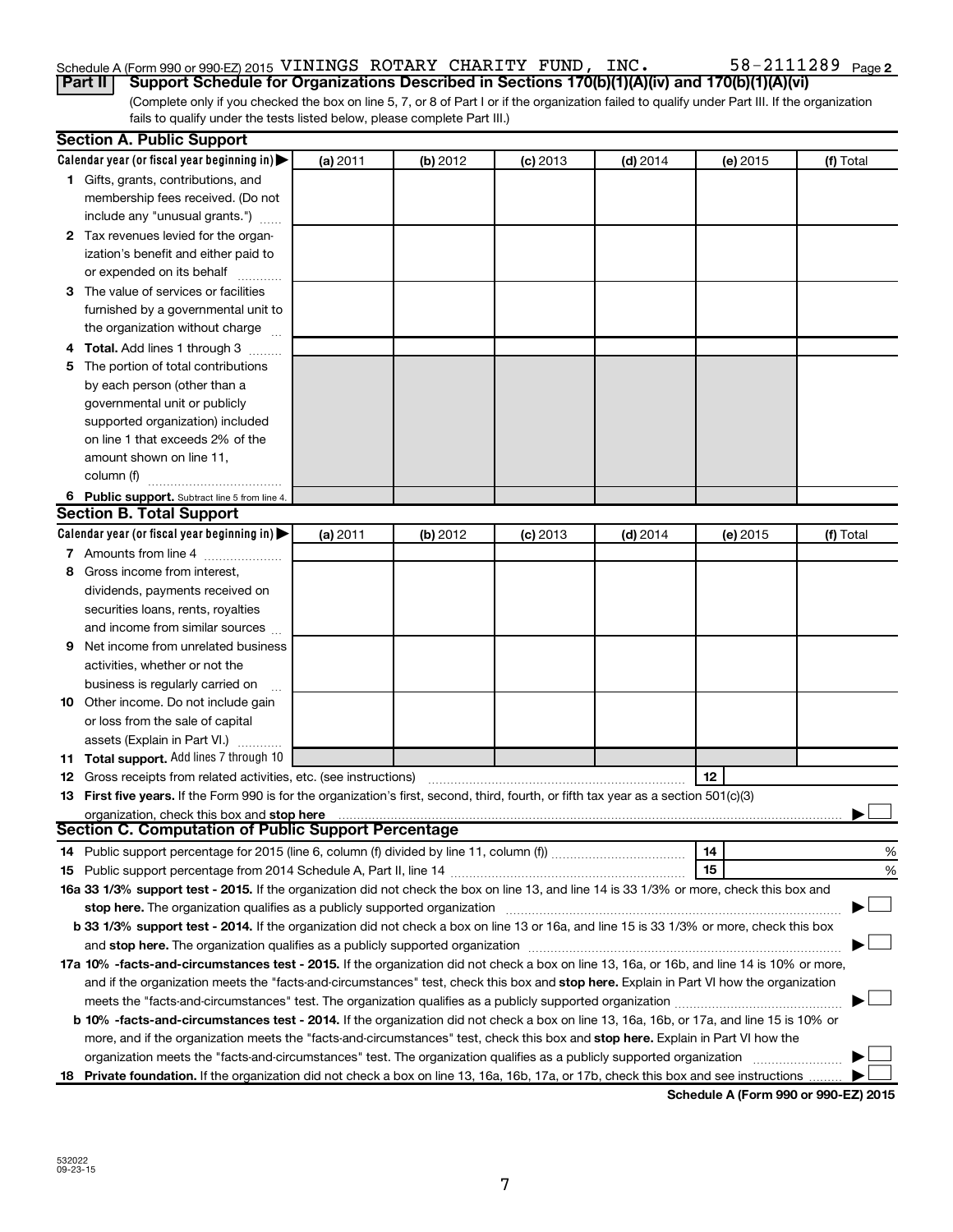Schedule A (Form 990 or 990-EZ) 2015 VININGS ROTARY CHARITY FUND, INC. 58-2111289 Page 2

**Part II** **Support Schedule for Organizations Described in Sections 170(b)(1)(A)(iv) and 170(b)(1)(A)(vi)**

(Complete only if you checked the box on line 5, 7, or 8 of Part I or if the organization failed to qualify under Part III. If the organization fails to qualify under the tests listed below, please complete Part III.)

## Section A. Public Support

| Calendar year (or fiscal year beginning in) ▶ | (a) 2011 | (b) 2012 | (c) 2013 | (d) 2014 | (e) 2015 | (f) Total |
|---|---|---|---|---|---|---|
| **1** Gifts, grants, contributions, and membership fees received. (Do not include any "unusual grants.") | | | | | | |
| **2** Tax revenues levied for the organization's benefit and either paid to or expended on its behalf | | | | | | |
| **3** The value of services or facilities furnished by a governmental unit to the organization without charge | | | | | | |
| **4** **Total.** Add lines 1 through 3 | | | | | | |
| **5** The portion of total contributions by each person (other than a governmental unit or publicly supported organization) included on line 1 that exceeds 2% of the amount shown on line 11, column (f) | | | | | | |
| **6** **Public support.** Subtract line 5 from line 4. | | | | | | |

## Section B. Total Support

| Calendar year (or fiscal year beginning in) ▶ | (a) 2011 | (b) 2012 | (c) 2013 | (d) 2014 | (e) 2015 | (f) Total |
|---|---|---|---|---|---|---|
| **7** Amounts from line 4 | | | | | | |
| **8** Gross income from interest, dividends, payments received on securities loans, rents, royalties and income from similar sources | | | | | | |
| **9** Net income from unrelated business activities, whether or not the business is regularly carried on | | | | | | |
| **10** Other income. Do not include gain or loss from the sale of capital assets (Explain in Part VI.) | | | | | | |
| **11** **Total support.** Add lines 7 through 10 | | | | | | |

**12** Gross receipts from related activities, etc. (see instructions) **12**

**13** **First five years.** If the Form 990 is for the organization's first, second, third, fourth, or fifth tax year as a section 501(c)(3) organization, check this box and **stop here** ▶ ☐

## Section C. Computation of Public Support Percentage

**14** Public support percentage for 2015 (line 6, column (f) divided by line 11, column (f)) **14** %

**15** Public support percentage from 2014 Schedule A, Part II, line 14 **15** %

**16a 33 1/3% support test - 2015.** If the organization did not check the box on line 13, and line 14 is 33 1/3% or more, check this box and **stop here.** The organization qualifies as a publicly supported organization ▶ ☐

**b 33 1/3% support test - 2014.** If the organization did not check a box on line 13 or 16a, and line 15 is 33 1/3% or more, check this box and **stop here.** The organization qualifies as a publicly supported organization ▶ ☐

**17a 10% -facts-and-circumstances test - 2015.** If the organization did not check a box on line 13, 16a, or 16b, and line 14 is 10% or more, and if the organization meets the "facts-and-circumstances" test, check this box and **stop here.** Explain in Part VI how the organization meets the "facts-and-circumstances" test. The organization qualifies as a publicly supported organization ▶ ☐

**b 10% -facts-and-circumstances test - 2014.** If the organization did not check a box on line 13, 16a, 16b, or 17a, and line 15 is 10% or more, and if the organization meets the "facts-and-circumstances" test, check this box and **stop here.** Explain in Part VI how the organization meets the "facts-and-circumstances" test. The organization qualifies as a publicly supported organization ▶ ☐

**18** **Private foundation.** If the organization did not check a box on line 13, 16a, 16b, 17a, or 17b, check this box and see instructions ▶ ☐

**Schedule A (Form 990 or 990-EZ) 2015**

532022 09-23-15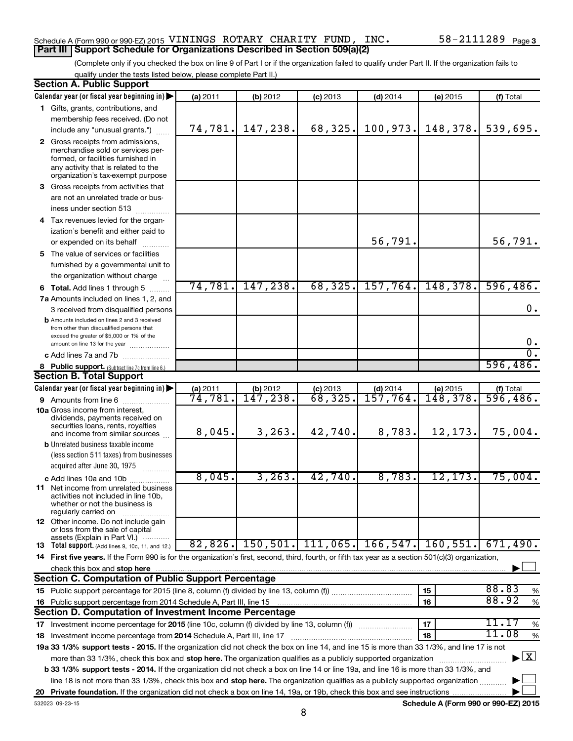Schedule A (Form 990 or 990-EZ) 2015 VININGS ROTARY CHARITY FUND, INC. 58-2111289 Page 3

## Part III | Support Schedule for Organizations Described in Section 509(a)(2)

(Complete only if you checked the box on line 9 of Part I or if the organization failed to qualify under Part II. If the organization fails to qualify under the tests listed below, please complete Part II.)

### Section A. Public Support

| Calendar year (or fiscal year beginning in) ▶ | (a) 2011 | (b) 2012 | (c) 2013 | (d) 2014 | (e) 2015 | (f) Total |
|---|---|---|---|---|---|---|
| **1** Gifts, grants, contributions, and membership fees received. (Do not include any "unusual grants.") | 74,781. | 147,238. | 68,325. | 100,973. | 148,378. | 539,695. |
| **2** Gross receipts from admissions, merchandise sold or services performed, or facilities furnished in any activity that is related to the organization's tax-exempt purpose | | | | | | |
| **3** Gross receipts from activities that are not an unrelated trade or business under section 513 | | | | | | |
| **4** Tax revenues levied for the organization's benefit and either paid to or expended on its behalf | | | | 56,791. | | 56,791. |
| **5** The value of services or facilities furnished by a governmental unit to the organization without charge | | | | | | |
| **6 Total.** Add lines 1 through 5 | 74,781. | 147,238. | 68,325. | 157,764. | 148,378. | 596,486. |
| **7a** Amounts included on lines 1, 2, and 3 received from disqualified persons | | | | | | 0. |
| **b** Amounts included on lines 2 and 3 received from other than disqualified persons that exceed the greater of $5,000 or 1% of the amount on line 13 for the year | | | | | | 0. |
| **c** Add lines 7a and 7b | | | | | | 0. |
| **8 Public support.** (Subtract line 7c from line 6.) | | | | | | 596,486. |

### Section B. Total Support

| Calendar year (or fiscal year beginning in) ▶ | (a) 2011 | (b) 2012 | (c) 2013 | (d) 2014 | (e) 2015 | (f) Total |
|---|---|---|---|---|---|---|
| **9** Amounts from line 6 | 74,781. | 147,238. | 68,325. | 157,764. | 148,378. | 596,486. |
| **10a** Gross income from interest, dividends, payments received on securities loans, rents, royalties and income from similar sources | 8,045. | 3,263. | 42,740. | 8,783. | 12,173. | 75,004. |
| **b** Unrelated business taxable income (less section 511 taxes) from businesses acquired after June 30, 1975 | | | | | | |
| **c** Add lines 10a and 10b | 8,045. | 3,263. | 42,740. | 8,783. | 12,173. | 75,004. |
| **11** Net income from unrelated business activities not included in line 10b, whether or not the business is regularly carried on | | | | | | |
| **12** Other income. Do not include gain or loss from the sale of capital assets (Explain in Part VI.) | | | | | | |
| **13 Total support.** (Add lines 9, 10c, 11, and 12.) | 82,826. | 150,501. | 111,065. | 166,547. | 160,551. | 671,490. |

**14 First five years.** If the Form 990 is for the organization's first, second, third, fourth, or fifth tax year as a section 501(c)(3) organization, check this box and **stop here** ▶ ☐

### Section C. Computation of Public Support Percentage

| | | |
|---|---|---|
| **15** Public support percentage for 2015 (line 8, column (f) divided by line 13, column (f)) | 15 | 88.83 % |
| **16** Public support percentage from 2014 Schedule A, Part III, line 15 | 16 | 88.92 % |

### Section D. Computation of Investment Income Percentage

| | | |
|---|---|---|
| **17** Investment income percentage for **2015** (line 10c, column (f) divided by line 13, column (f)) | 17 | 11.17 % |
| **18** Investment income percentage from **2014** Schedule A, Part III, line 17 | 18 | 11.08 % |

**19a 33 1/3% support tests - 2015.** If the organization did not check the box on line 14, and line 15 is more than 33 1/3%, and line 17 is not more than 33 1/3%, check this box and **stop here.** The organization qualifies as a publicly supported organization ▶ ☒

**b 33 1/3% support tests - 2014.** If the organization did not check a box on line 14 or line 19a, and line 16 is more than 33 1/3%, and line 18 is not more than 33 1/3%, check this box and **stop here.** The organization qualifies as a publicly supported organization ▶ ☐

**20 Private foundation.** If the organization did not check a box on line 14, 19a, or 19b, check this box and see instructions ▶ ☐

532023 09-23-15 **Schedule A (Form 990 or 990-EZ) 2015**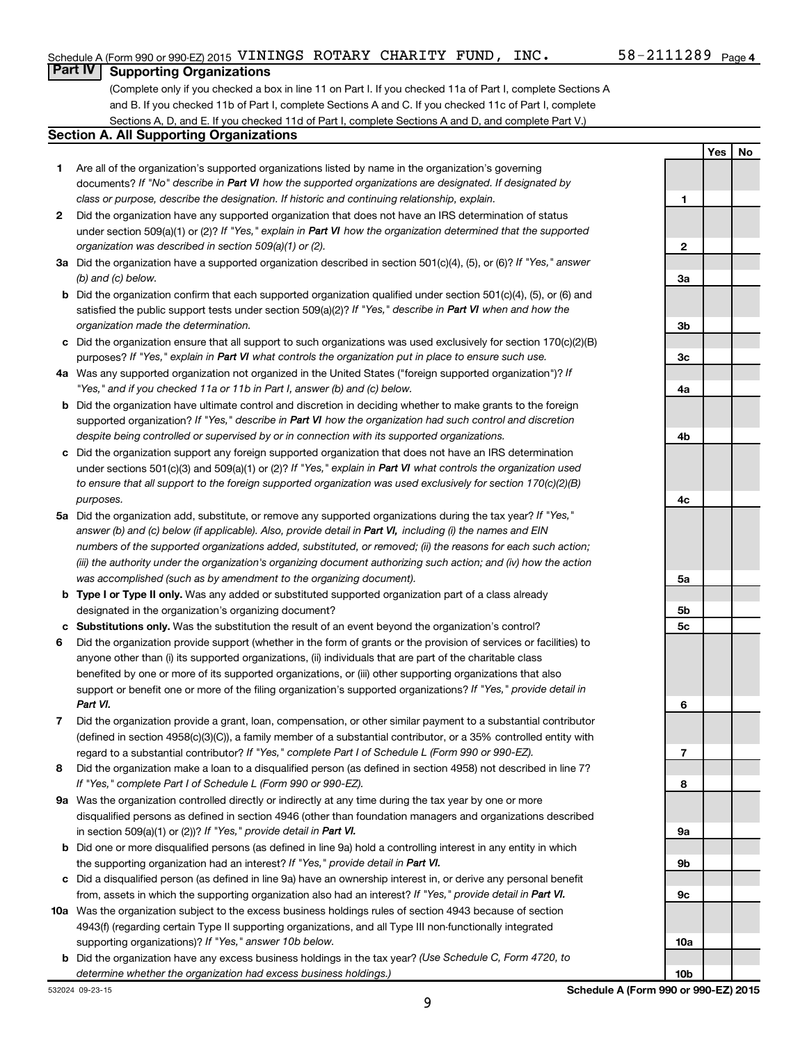Schedule A (Form 990 or 990-EZ) 2015 VININGS ROTARY CHARITY FUND, INC. 58-2111289 Page 4

## Part IV Supporting Organizations

(Complete only if you checked a box in line 11 on Part I. If you checked 11a of Part I, complete Sections A and B. If you checked 11b of Part I, complete Sections A and C. If you checked 11c of Part I, complete Sections A, D, and E. If you checked 11d of Part I, complete Sections A and D, and complete Part V.)

### Section A. All Supporting Organizations

| | | | Yes | No |
|---|---|---|---|---|
| **1** | Are all of the organization's supported organizations listed by name in the organization's governing documents? *If "No" describe in **Part VI** how the supported organizations are designated. If designated by class or purpose, describe the designation. If historic and continuing relationship, explain.* | 1 | | |
| **2** | Did the organization have any supported organization that does not have an IRS determination of status under section 509(a)(1) or (2)? *If "Yes," explain in **Part VI** how the organization determined that the supported organization was described in section 509(a)(1) or (2).* | 2 | | |
| **3a** | Did the organization have a supported organization described in section 501(c)(4), (5), or (6)? *If "Yes," answer (b) and (c) below.* | 3a | | |
| **b** | Did the organization confirm that each supported organization qualified under section 501(c)(4), (5), or (6) and satisfied the public support tests under section 509(a)(2)? *If "Yes," describe in **Part VI** when and how the organization made the determination.* | 3b | | |
| **c** | Did the organization ensure that all support to such organizations was used exclusively for section 170(c)(2)(B) purposes? *If "Yes," explain in **Part VI** what controls the organization put in place to ensure such use.* | 3c | | |
| **4a** | Was any supported organization not organized in the United States ("foreign supported organization")? *If "Yes," and if you checked 11a or 11b in Part I, answer (b) and (c) below.* | 4a | | |
| **b** | Did the organization have ultimate control and discretion in deciding whether to make grants to the foreign supported organization? *If "Yes," describe in **Part VI** how the organization had such control and discretion despite being controlled or supervised by or in connection with its supported organizations.* | 4b | | |
| **c** | Did the organization support any foreign supported organization that does not have an IRS determination under sections 501(c)(3) and 509(a)(1) or (2)? *If "Yes," explain in **Part VI** what controls the organization used to ensure that all support to the foreign supported organization was used exclusively for section 170(c)(2)(B) purposes.* | 4c | | |
| **5a** | Did the organization add, substitute, or remove any supported organizations during the tax year? *If "Yes," answer (b) and (c) below (if applicable). Also, provide detail in **Part VI,** including (i) the names and EIN numbers of the supported organizations added, substituted, or removed; (ii) the reasons for each such action; (iii) the authority under the organization's organizing document authorizing such action; and (iv) how the action was accomplished (such as by amendment to the organizing document).* | 5a | | |
| **b** | **Type I or Type II only.** Was any added or substituted supported organization part of a class already designated in the organization's organizing document? | 5b | | |
| **c** | **Substitutions only.** Was the substitution the result of an event beyond the organization's control? | 5c | | |
| **6** | Did the organization provide support (whether in the form of grants or the provision of services or facilities) to anyone other than (i) its supported organizations, (ii) individuals that are part of the charitable class benefited by one or more of its supported organizations, or (iii) other supporting organizations that also support or benefit one or more of the filing organization's supported organizations? *If "Yes," provide detail in **Part VI.*** | 6 | | |
| **7** | Did the organization provide a grant, loan, compensation, or other similar payment to a substantial contributor (defined in section 4958(c)(3)(C)), a family member of a substantial contributor, or a 35% controlled entity with regard to a substantial contributor? *If "Yes," complete Part I of Schedule L (Form 990 or 990-EZ).* | 7 | | |
| **8** | Did the organization make a loan to a disqualified person (as defined in section 4958) not described in line 7? *If "Yes," complete Part I of Schedule L (Form 990 or 990-EZ).* | 8 | | |
| **9a** | Was the organization controlled directly or indirectly at any time during the tax year by one or more disqualified persons as defined in section 4946 (other than foundation managers and organizations described in section 509(a)(1) or (2))? *If "Yes," provide detail in **Part VI.*** | 9a | | |
| **b** | Did one or more disqualified persons (as defined in line 9a) hold a controlling interest in any entity in which the supporting organization had an interest? *If "Yes," provide detail in **Part VI.*** | 9b | | |
| **c** | Did a disqualified person (as defined in line 9a) have an ownership interest in, or derive any personal benefit from, assets in which the supporting organization also had an interest? *If "Yes," provide detail in **Part VI.*** | 9c | | |
| **10a** | Was the organization subject to the excess business holdings rules of section 4943 because of section 4943(f) (regarding certain Type II supporting organizations, and all Type III non-functionally integrated supporting organizations)? *If "Yes," answer 10b below.* | 10a | | |
| **b** | Did the organization have any excess business holdings in the tax year? *(Use Schedule C, Form 4720, to determine whether the organization had excess business holdings.)* | 10b | | |

532024 09-23-15 **Schedule A (Form 990 or 990-EZ) 2015**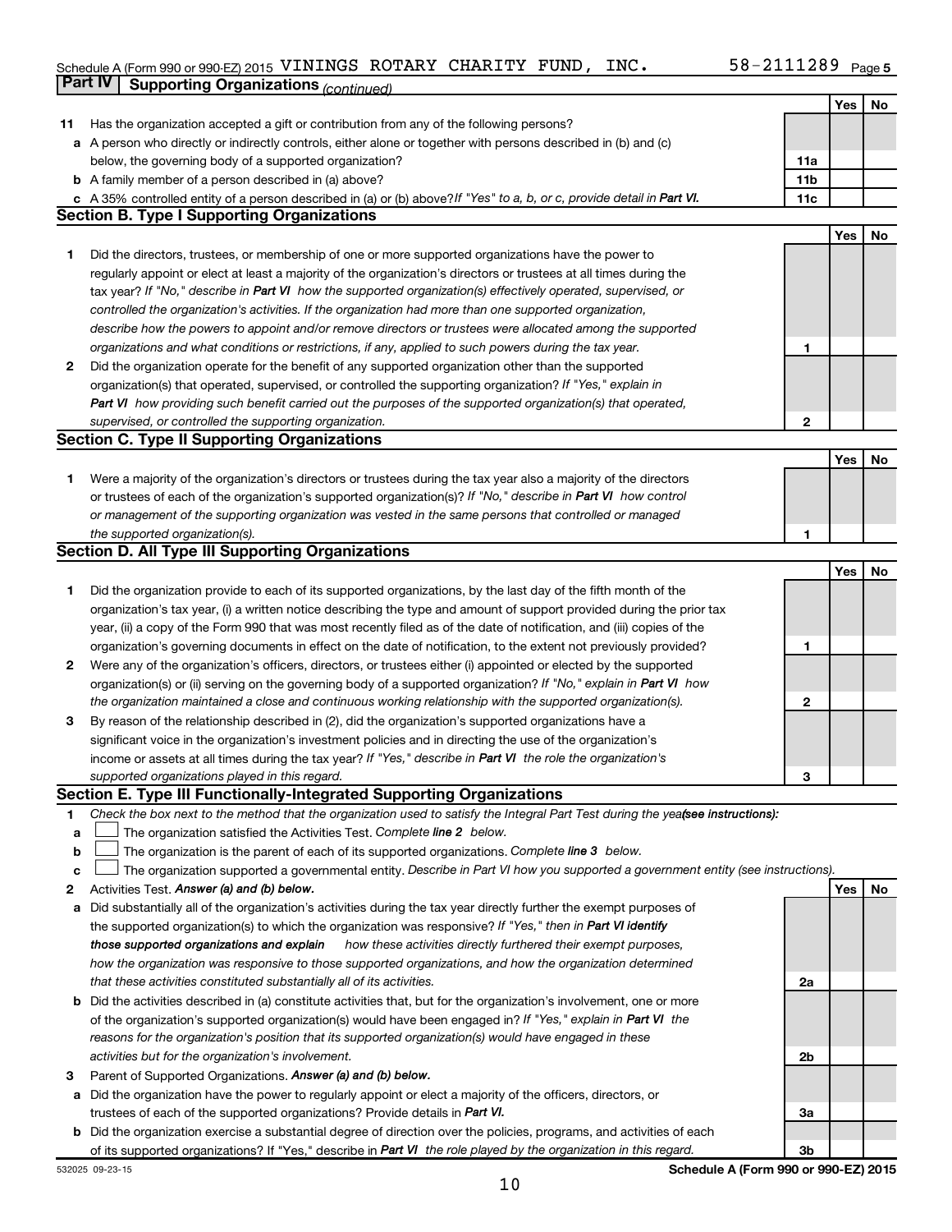Schedule A (Form 990 or 990-EZ) 2015 VININGS ROTARY CHARITY FUND, INC. 58-2111289 Page 5

## Part IV Supporting Organizations *(continued)*

| | | | Yes | No |
|---|---|---|---|---|
| **11** | Has the organization accepted a gift or contribution from any of the following persons? | | | |
| **a** | A person who directly or indirectly controls, either alone or together with persons described in (b) and (c) below, the governing body of a supported organization? | **11a** | | |
| **b** | A family member of a person described in (a) above? | **11b** | | |
| **c** | A 35% controlled entity of a person described in (a) or (b) above? *If "Yes" to a, b, or c, provide detail in* ***Part VI.*** | **11c** | | |

### Section B. Type I Supporting Organizations

| | | | Yes | No |
|---|---|---|---|---|
| **1** | Did the directors, trustees, or membership of one or more supported organizations have the power to regularly appoint or elect at least a majority of the organization's directors or trustees at all times during the tax year? *If "No," describe in* ***Part VI*** *how the supported organization(s) effectively operated, supervised, or controlled the organization's activities. If the organization had more than one supported organization, describe how the powers to appoint and/or remove directors or trustees were allocated among the supported organizations and what conditions or restrictions, if any, applied to such powers during the tax year.* | **1** | | |
| **2** | Did the organization operate for the benefit of any supported organization other than the supported organization(s) that operated, supervised, or controlled the supporting organization? *If "Yes," explain in* ***Part VI*** *how providing such benefit carried out the purposes of the supported organization(s) that operated, supervised, or controlled the supporting organization.* | **2** | | |

### Section C. Type II Supporting Organizations

| | | | Yes | No |
|---|---|---|---|---|
| **1** | Were a majority of the organization's directors or trustees during the tax year also a majority of the directors or trustees of each of the organization's supported organization(s)? *If "No," describe in* ***Part VI*** *how control or management of the supporting organization was vested in the same persons that controlled or managed the supported organization(s).* | **1** | | |

### Section D. All Type III Supporting Organizations

| | | | Yes | No |
|---|---|---|---|---|
| **1** | Did the organization provide to each of its supported organizations, by the last day of the fifth month of the organization's tax year, (i) a written notice describing the type and amount of support provided during the prior tax year, (ii) a copy of the Form 990 that was most recently filed as of the date of notification, and (iii) copies of the organization's governing documents in effect on the date of notification, to the extent not previously provided? | **1** | | |
| **2** | Were any of the organization's officers, directors, or trustees either (i) appointed or elected by the supported organization(s) or (ii) serving on the governing body of a supported organization? *If "No," explain in* ***Part VI*** *how the organization maintained a close and continuous working relationship with the supported organization(s).* | **2** | | |
| **3** | By reason of the relationship described in (2), did the organization's supported organizations have a significant voice in the organization's investment policies and in directing the use of the organization's income or assets at all times during the tax year? *If "Yes," describe in* ***Part VI*** *the role the organization's supported organizations played in this regard.* | **3** | | |

### Section E. Type III Functionally-Integrated Supporting Organizations

**1** *Check the box next to the method that the organization used to satisfy the Integral Part Test during the year* ***(see instructions):***

- **a** ☐ The organization satisfied the Activities Test. *Complete* ***line 2*** *below.*
- **b** ☐ The organization is the parent of each of its supported organizations. *Complete* ***line 3*** *below.*
- **c** ☐ The organization supported a governmental entity. *Describe in Part VI how you supported a government entity (see instructions).*

| | | | Yes | No |
|---|---|---|---|---|
| **2** | Activities Test. ***Answer (a) and (b) below.*** | | | |
| **a** | Did substantially all of the organization's activities during the tax year directly further the exempt purposes of the supported organization(s) to which the organization was responsive? *If "Yes," then in* ***Part VI identify those supported organizations and explain*** *how these activities directly furthered their exempt purposes, how the organization was responsive to those supported organizations, and how the organization determined that these activities constituted substantially all of its activities.* | **2a** | | |
| **b** | Did the activities described in (a) constitute activities that, but for the organization's involvement, one or more of the organization's supported organization(s) would have been engaged in? *If "Yes," explain in* ***Part VI*** *the reasons for the organization's position that its supported organization(s) would have engaged in these activities but for the organization's involvement.* | **2b** | | |
| **3** | Parent of Supported Organizations. ***Answer (a) and (b) below.*** | | | |
| **a** | Did the organization have the power to regularly appoint or elect a majority of the officers, directors, or trustees of each of the supported organizations? Provide details in ***Part VI.*** | **3a** | | |
| **b** | Did the organization exercise a substantial degree of direction over the policies, programs, and activities of each of its supported organizations? If "Yes," describe in ***Part VI*** *the role played by the organization in this regard.* | **3b** | | |

532025 09-23-15 **Schedule A (Form 990 or 990-EZ) 2015**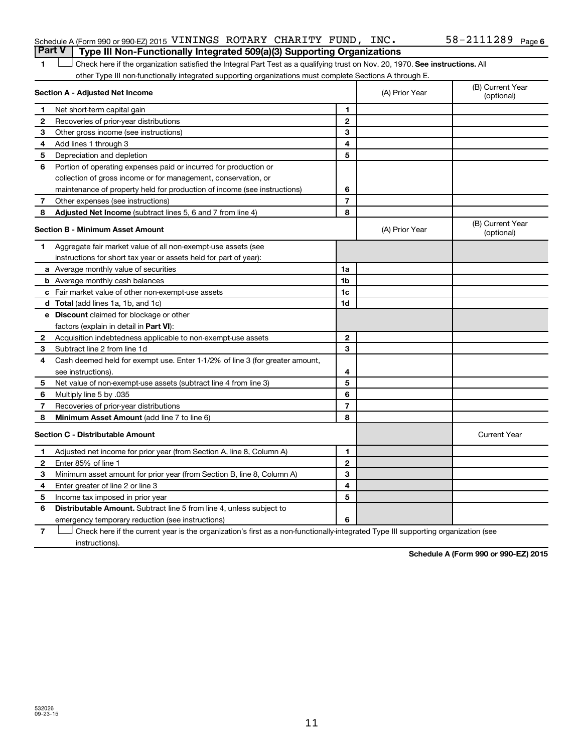Schedule A (Form 990 or 990-EZ) 2015 VININGS ROTARY CHARITY FUND, INC. 58-2111289 Page 6

## Part V | Type III Non-Functionally Integrated 509(a)(3) Supporting Organizations

1 ☐ Check here if the organization satisfied the Integral Part Test as a qualifying trust on Nov. 20, 1970. **See instructions.** All other Type III non-functionally integrated supporting organizations must complete Sections A through E.

| **Section A - Adjusted Net Income** | | (A) Prior Year | (B) Current Year (optional) |
|---|---|---|---|
| **1** Net short-term capital gain | **1** | | |
| **2** Recoveries of prior-year distributions | **2** | | |
| **3** Other gross income (see instructions) | **3** | | |
| **4** Add lines 1 through 3 | **4** | | |
| **5** Depreciation and depletion | **5** | | |
| **6** Portion of operating expenses paid or incurred for production or collection of gross income or for management, conservation, or maintenance of property held for production of income (see instructions) | **6** | | |
| **7** Other expenses (see instructions) | **7** | | |
| **8** **Adjusted Net Income** (subtract lines 5, 6 and 7 from line 4) | **8** | | |

| **Section B - Minimum Asset Amount** | | (A) Prior Year | (B) Current Year (optional) |
|---|---|---|---|
| **1** Aggregate fair market value of all non-exempt-use assets (see instructions for short tax year or assets held for part of year): | | | |
| **a** Average monthly value of securities | **1a** | | |
| **b** Average monthly cash balances | **1b** | | |
| **c** Fair market value of other non-exempt-use assets | **1c** | | |
| **d** **Total** (add lines 1a, 1b, and 1c) | **1d** | | |
| **e** **Discount** claimed for blockage or other factors (explain in detail in **Part VI**): | | | |
| **2** Acquisition indebtedness applicable to non-exempt-use assets | **2** | | |
| **3** Subtract line 2 from line 1d | **3** | | |
| **4** Cash deemed held for exempt use. Enter 1-1/2% of line 3 (for greater amount, see instructions). | **4** | | |
| **5** Net value of non-exempt-use assets (subtract line 4 from line 3) | **5** | | |
| **6** Multiply line 5 by .035 | **6** | | |
| **7** Recoveries of prior-year distributions | **7** | | |
| **8** **Minimum Asset Amount** (add line 7 to line 6) | **8** | | |

| **Section C - Distributable Amount** | | | Current Year |
|---|---|---|---|
| **1** Adjusted net income for prior year (from Section A, line 8, Column A) | **1** | | |
| **2** Enter 85% of line 1 | **2** | | |
| **3** Minimum asset amount for prior year (from Section B, line 8, Column A) | **3** | | |
| **4** Enter greater of line 2 or line 3 | **4** | | |
| **5** Income tax imposed in prior year | **5** | | |
| **6** **Distributable Amount.** Subtract line 5 from line 4, unless subject to emergency temporary reduction (see instructions) | **6** | | |

7 ☐ Check here if the current year is the organization's first as a non-functionally-integrated Type III supporting organization (see instructions).

**Schedule A (Form 990 or 990-EZ) 2015**

532026 09-23-15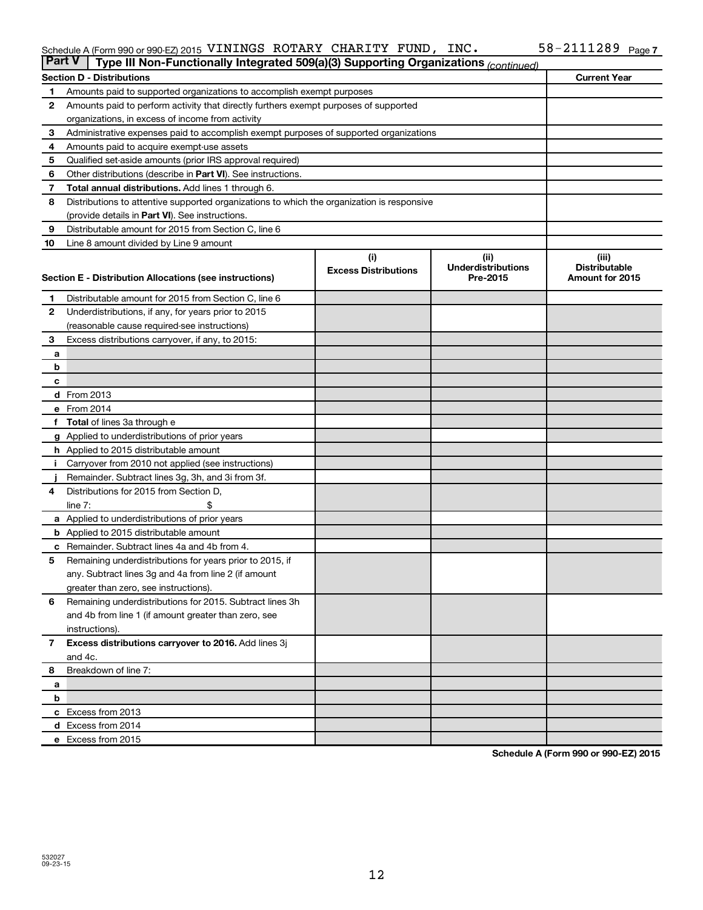Schedule A (Form 990 or 990-EZ) 2015 VININGS ROTARY CHARITY FUND, INC. 58-2111289 Page 7

**Part V | Type III Non-Functionally Integrated 509(a)(3) Supporting Organizations** *(continued)*

| Section D - Distributions | | Current Year |
|---|---|---|
| 1 | Amounts paid to supported organizations to accomplish exempt purposes | |
| 2 | Amounts paid to perform activity that directly furthers exempt purposes of supported organizations, in excess of income from activity | |
| 3 | Administrative expenses paid to accomplish exempt purposes of supported organizations | |
| 4 | Amounts paid to acquire exempt-use assets | |
| 5 | Qualified set-aside amounts (prior IRS approval required) | |
| 6 | Other distributions (describe in **Part VI**). See instructions. | |
| 7 | **Total annual distributions.** Add lines 1 through 6. | |
| 8 | Distributions to attentive supported organizations to which the organization is responsive (provide details in **Part VI**). See instructions. | |
| 9 | Distributable amount for 2015 from Section C, line 6 | |
| 10 | Line 8 amount divided by Line 9 amount | |

| Section E - Distribution Allocations (see instructions) | | (i) Excess Distributions | (ii) Underdistributions Pre-2015 | (iii) Distributable Amount for 2015 |
|---|---|---|---|---|
| 1 | Distributable amount for 2015 from Section C, line 6 | | | |
| 2 | Underdistributions, if any, for years prior to 2015 (reasonable cause required-see instructions) | | | |
| 3 | Excess distributions carryover, if any, to 2015: | | | |
| a | | | | |
| b | | | | |
| c | | | | |
| d | From 2013 | | | |
| e | From 2014 | | | |
| f | **Total** of lines 3a through e | | | |
| g | Applied to underdistributions of prior years | | | |
| h | Applied to 2015 distributable amount | | | |
| i | Carryover from 2010 not applied (see instructions) | | | |
| j | Remainder. Subtract lines 3g, 3h, and 3i from 3f. | | | |
| 4 | Distributions for 2015 from Section D, line 7: $ | | | |
| a | Applied to underdistributions of prior years | | | |
| b | Applied to 2015 distributable amount | | | |
| c | Remainder. Subtract lines 4a and 4b from 4. | | | |
| 5 | Remaining underdistributions for years prior to 2015, if any. Subtract lines 3g and 4a from line 2 (if amount greater than zero, see instructions). | | | |
| 6 | Remaining underdistributions for 2015. Subtract lines 3h and 4b from line 1 (if amount greater than zero, see instructions). | | | |
| 7 | **Excess distributions carryover to 2016.** Add lines 3j and 4c. | | | |
| 8 | Breakdown of line 7: | | | |
| a | | | | |
| b | | | | |
| c | Excess from 2013 | | | |
| d | Excess from 2014 | | | |
| e | Excess from 2015 | | | |

**Schedule A (Form 990 or 990-EZ) 2015**

532027 09-23-15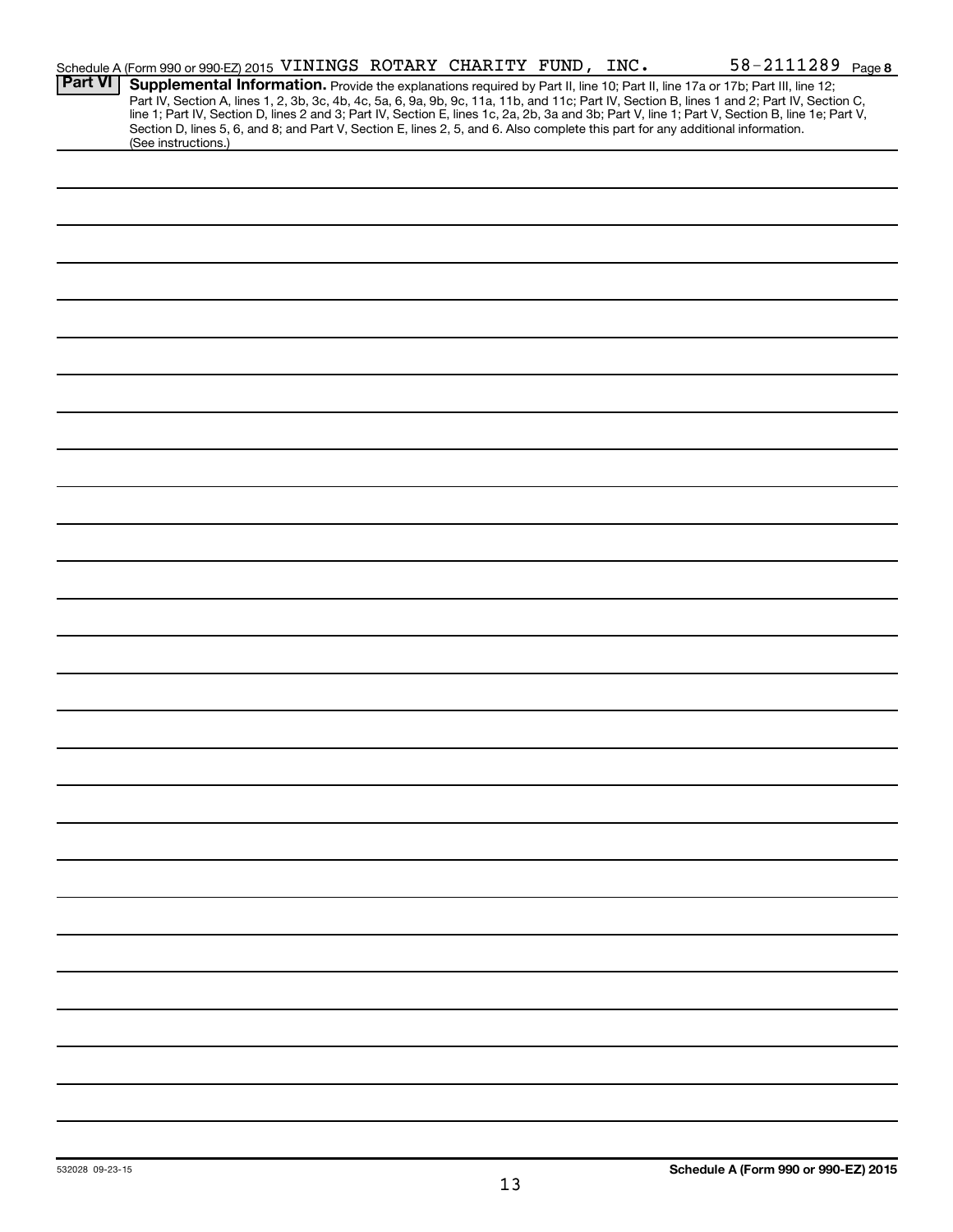Schedule A (Form 990 or 990-EZ) 2015 VININGS ROTARY CHARITY FUND, INC. 58-2111289 Page 8

**Part VI** **Supplemental Information.** Provide the explanations required by Part II, line 10; Part II, line 17a or 17b; Part III, line 12; Part IV, Section A, lines 1, 2, 3b, 3c, 4b, 4c, 5a, 6, 9a, 9b, 9c, 11a, 11b, and 11c; Part IV, Section B, lines 1 and 2; Part IV, Section C, line 1; Part IV, Section D, lines 2 and 3; Part IV, Section E, lines 1c, 2a, 2b, 3a and 3b; Part V, line 1; Part V, Section B, line 1e; Part V, Section D, lines 5, 6, and 8; and Part V, Section E, lines 2, 5, and 6. Also complete this part for any additional information. (See instructions.)

532028 09-23-15

**Schedule A (Form 990 or 990-EZ) 2015**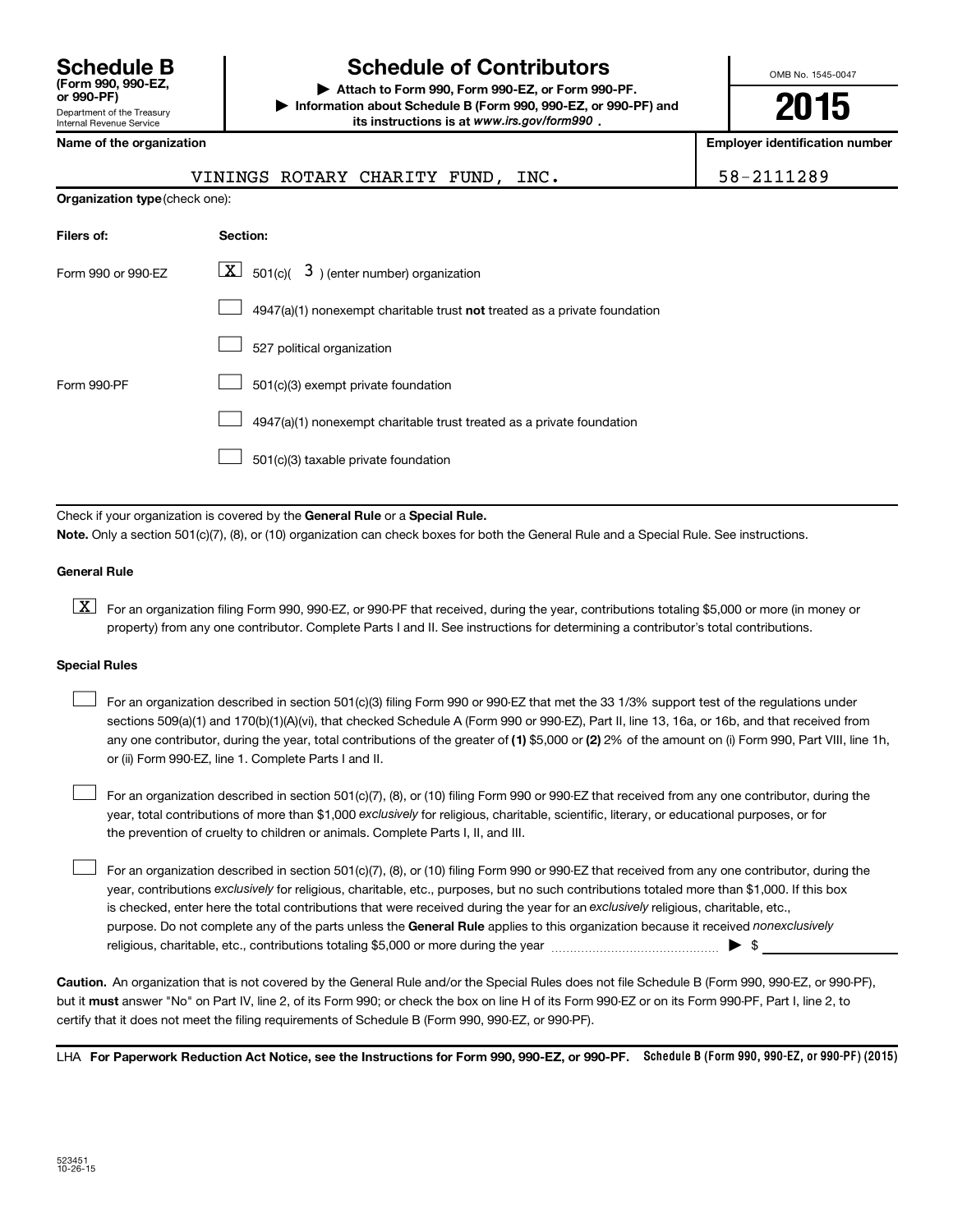# Schedule B (Form 990, 990-EZ, or 990-PF)

Department of the Treasury
Internal Revenue Service

# Schedule of Contributors

▶ Attach to Form 990, Form 990-EZ, or Form 990-PF.
▶ Information about Schedule B (Form 990, 990-EZ, or 990-PF) and its instructions is at www.irs.gov/form990 .

OMB No. 1545-0047

**2015**

| Name of the organization | Employer identification number |
|---|---|
| VININGS ROTARY CHARITY FUND, INC. | 58-2111289 |

**Organization type** (check one):

| Filers of: | Section: |
|---|---|
| Form 990 or 990-EZ | [X] 501(c)( 3 ) (enter number) organization |
| | [ ] 4947(a)(1) nonexempt charitable trust **not** treated as a private foundation |
| | [ ] 527 political organization |
| Form 990-PF | [ ] 501(c)(3) exempt private foundation |
| | [ ] 4947(a)(1) nonexempt charitable trust treated as a private foundation |
| | [ ] 501(c)(3) taxable private foundation |

Check if your organization is covered by the **General Rule** or a **Special Rule.**

**Note.** Only a section 501(c)(7), (8), or (10) organization can check boxes for both the General Rule and a Special Rule. See instructions.

**General Rule**

[X] For an organization filing Form 990, 990-EZ, or 990-PF that received, during the year, contributions totaling $5,000 or more (in money or property) from any one contributor. Complete Parts I and II. See instructions for determining a contributor's total contributions.

**Special Rules**

[ ] For an organization described in section 501(c)(3) filing Form 990 or 990-EZ that met the 33 1/3% support test of the regulations under sections 509(a)(1) and 170(b)(1)(A)(vi), that checked Schedule A (Form 990 or 990-EZ), Part II, line 13, 16a, or 16b, and that received from any one contributor, during the year, total contributions of the greater of **(1)** $5,000 or **(2)** 2% of the amount on (i) Form 990, Part VIII, line 1h, or (ii) Form 990-EZ, line 1. Complete Parts I and II.

[ ] For an organization described in section 501(c)(7), (8), or (10) filing Form 990 or 990-EZ that received from any one contributor, during the year, total contributions of more than $1,000 *exclusively* for religious, charitable, scientific, literary, or educational purposes, or for the prevention of cruelty to children or animals. Complete Parts I, II, and III.

[ ] For an organization described in section 501(c)(7), (8), or (10) filing Form 990 or 990-EZ that received from any one contributor, during the year, contributions *exclusively* for religious, charitable, etc., purposes, but no such contributions totaled more than $1,000. If this box is checked, enter here the total contributions that were received during the year for an *exclusively* religious, charitable, etc., purpose. Do not complete any of the parts unless the **General Rule** applies to this organization because it received *nonexclusively* religious, charitable, etc., contributions totaling $5,000 or more during the year ▶ $

**Caution.** An organization that is not covered by the General Rule and/or the Special Rules does not file Schedule B (Form 990, 990-EZ, or 990-PF), but it **must** answer "No" on Part IV, line 2, of its Form 990; or check the box on line H of its Form 990-EZ or on its Form 990-PF, Part I, line 2, to certify that it does not meet the filing requirements of Schedule B (Form 990, 990-EZ, or 990-PF).

LHA **For Paperwork Reduction Act Notice, see the Instructions for Form 990, 990-EZ, or 990-PF.** **Schedule B (Form 990, 990-EZ, or 990-PF) (2015)**

523451
10-26-15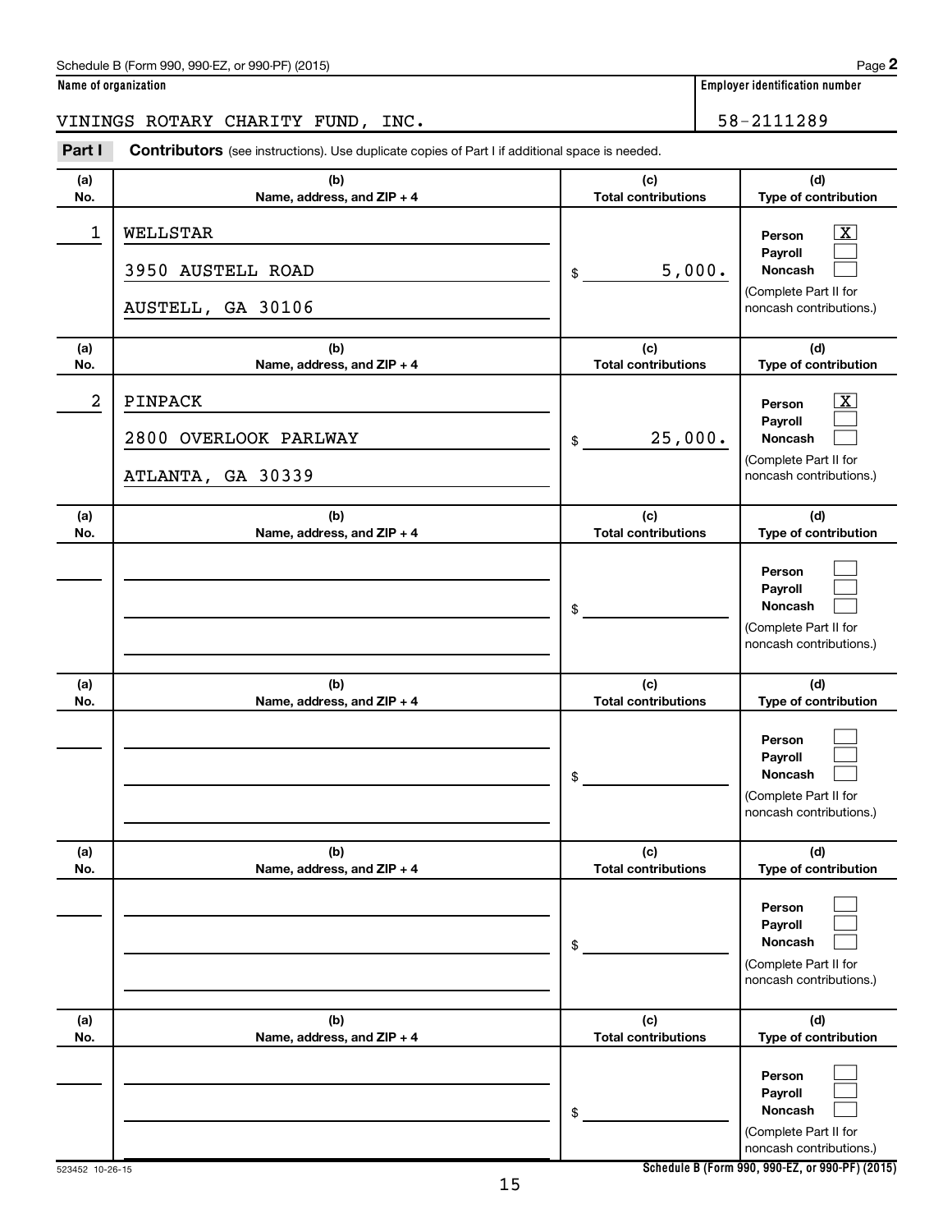Schedule B (Form 990, 990-EZ, or 990-PF) (2015) Page **2**

**Name of organization** | **Employer identification number**

VININGS ROTARY CHARITY FUND, INC. | 58-2111289

**Part I** **Contributors** (see instructions). Use duplicate copies of Part I if additional space is needed.

| (a) No. | (b) Name, address, and ZIP + 4 | (c) Total contributions | (d) Type of contribution |
|---|---|---|---|
| 1 | WELLSTAR<br>3950 AUSTELL ROAD<br>AUSTELL, GA 30106 | $ 5,000. | Person [X]<br>Payroll [ ]<br>Noncash [ ]<br>(Complete Part II for noncash contributions.) |
| 2 | PINPACK<br>2800 OVERLOOK PARLWAY<br>ATLANTA, GA 30339 | $ 25,000. | Person [X]<br>Payroll [ ]<br>Noncash [ ]<br>(Complete Part II for noncash contributions.) |
| | | $ | Person [ ]<br>Payroll [ ]<br>Noncash [ ]<br>(Complete Part II for noncash contributions.) |
| | | $ | Person [ ]<br>Payroll [ ]<br>Noncash [ ]<br>(Complete Part II for noncash contributions.) |
| | | $ | Person [ ]<br>Payroll [ ]<br>Noncash [ ]<br>(Complete Part II for noncash contributions.) |
| | | $ | Person [ ]<br>Payroll [ ]<br>Noncash [ ]<br>(Complete Part II for noncash contributions.) |

523452 10-26-15 **Schedule B (Form 990, 990-EZ, or 990-PF) (2015)**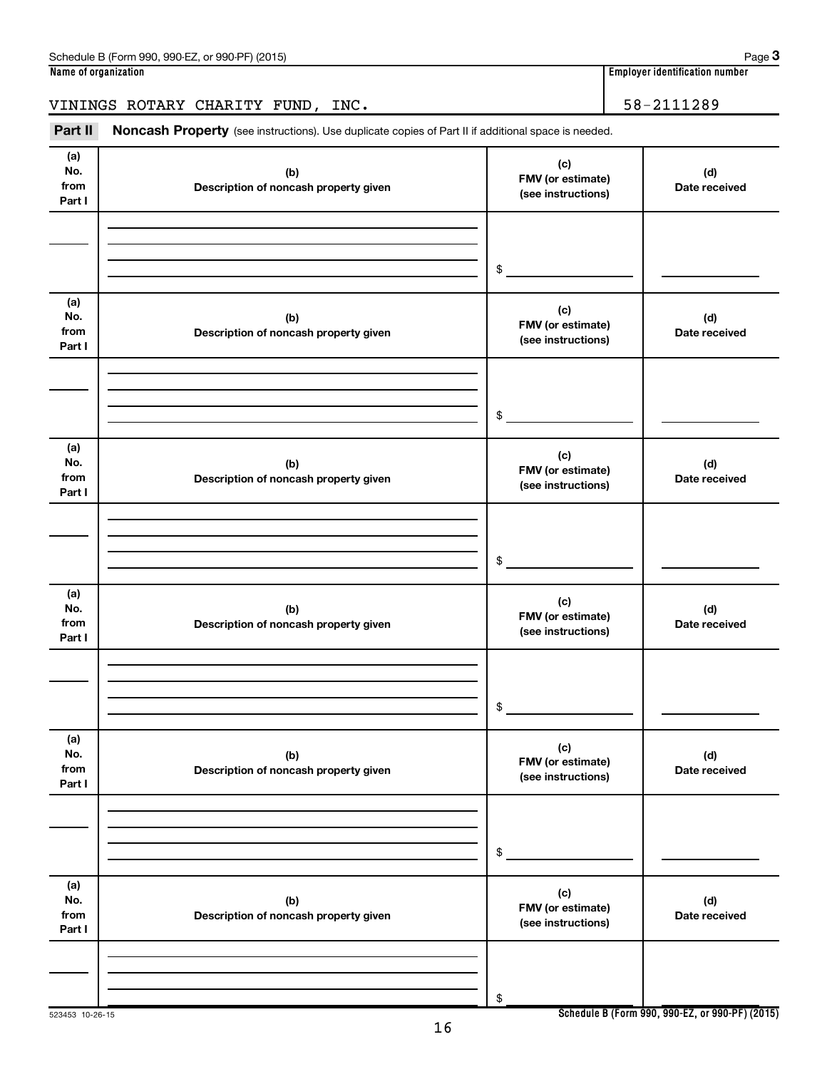**Name of organization**

VININGS ROTARY CHARITY FUND, INC.

**Employer identification number**

58-2111289

**Part II** **Noncash Property** (see instructions). Use duplicate copies of Part II if additional space is needed.

| (a) No. from Part I | (b) Description of noncash property given | (c) FMV (or estimate) (see instructions) | (d) Date received |
|---|---|---|---|
| | | $ | |

| (a) No. from Part I | (b) Description of noncash property given | (c) FMV (or estimate) (see instructions) | (d) Date received |
|---|---|---|---|
| | | $ | |

| (a) No. from Part I | (b) Description of noncash property given | (c) FMV (or estimate) (see instructions) | (d) Date received |
|---|---|---|---|
| | | $ | |

| (a) No. from Part I | (b) Description of noncash property given | (c) FMV (or estimate) (see instructions) | (d) Date received |
|---|---|---|---|
| | | $ | |

| (a) No. from Part I | (b) Description of noncash property given | (c) FMV (or estimate) (see instructions) | (d) Date received |
|---|---|---|---|
| | | $ | |

| (a) No. from Part I | (b) Description of noncash property given | (c) FMV (or estimate) (see instructions) | (d) Date received |
|---|---|---|---|
| | | $ | |

523453 10-26-15

**Schedule B (Form 990, 990-EZ, or 990-PF) (2015)**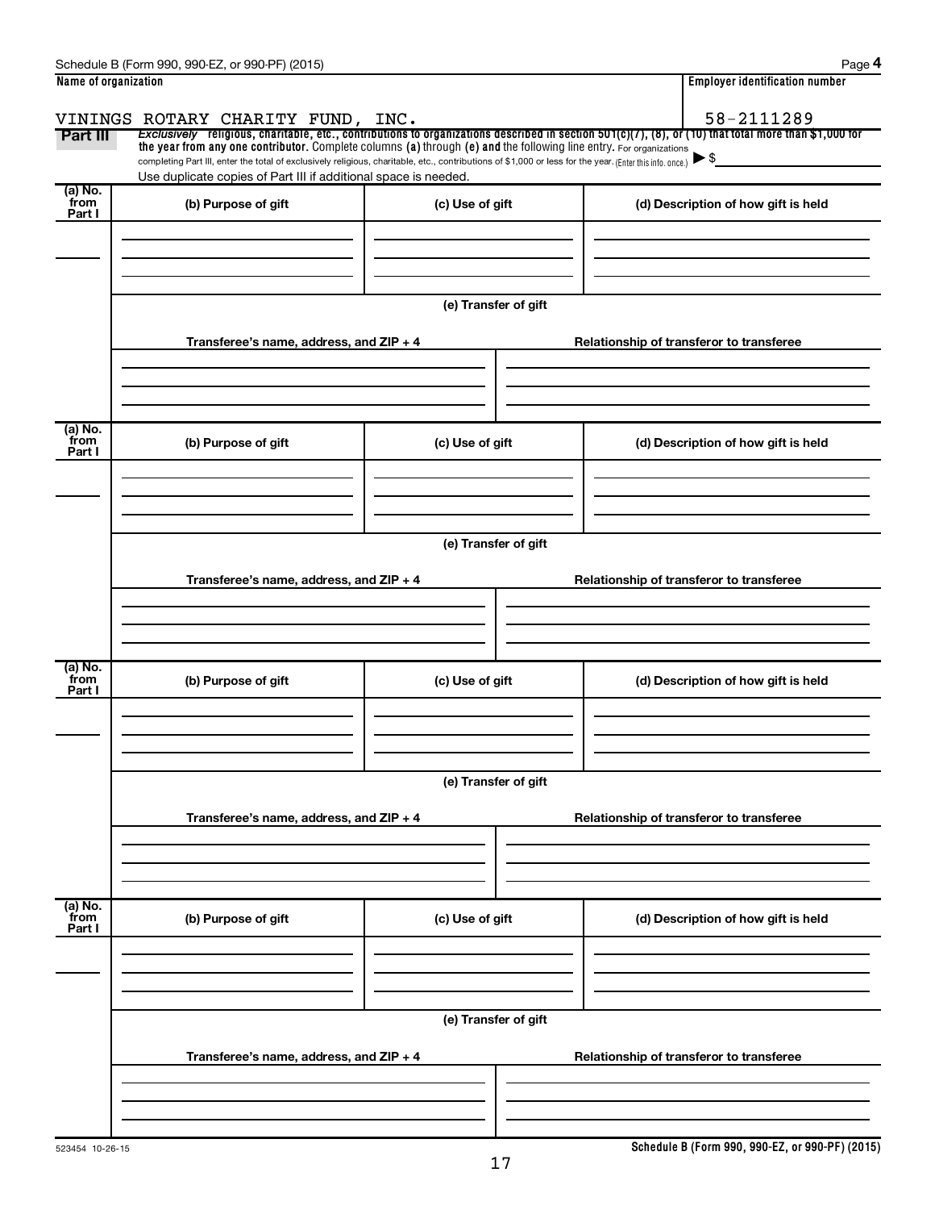Schedule B (Form 990, 990-EZ, or 990-PF) (2015) Page **4**

**Name of organization**

VININGS ROTARY CHARITY FUND, INC.

**Employer identification number**

58-2111289

**Part III** *Exclusively* **religious, charitable, etc., contributions to organizations described in section 501(c)(7), (8), or (10) that total more than $1,000 for the year from any one contributor.** Complete columns **(a)** through **(e) and** the following line entry. For organizations completing Part III, enter the total of exclusively religious, charitable, etc., contributions of $1,000 or less for the year. (Enter this info. once.) ▶ $

Use duplicate copies of Part III if additional space is needed.

| (a) No. from Part I | (b) Purpose of gift | (c) Use of gift | (d) Description of how gift is held |
|---|---|---|---|
| | | | |

**(e) Transfer of gift**

| Transferee's name, address, and ZIP + 4 | Relationship of transferor to transferee |
|---|---|
| | |

| (a) No. from Part I | (b) Purpose of gift | (c) Use of gift | (d) Description of how gift is held |
|---|---|---|---|
| | | | |

**(e) Transfer of gift**

| Transferee's name, address, and ZIP + 4 | Relationship of transferor to transferee |
|---|---|
| | |

| (a) No. from Part I | (b) Purpose of gift | (c) Use of gift | (d) Description of how gift is held |
|---|---|---|---|
| | | | |

**(e) Transfer of gift**

| Transferee's name, address, and ZIP + 4 | Relationship of transferor to transferee |
|---|---|
| | |

| (a) No. from Part I | (b) Purpose of gift | (c) Use of gift | (d) Description of how gift is held |
|---|---|---|---|
| | | | |

**(e) Transfer of gift**

| Transferee's name, address, and ZIP + 4 | Relationship of transferor to transferee |
|---|---|
| | |

523454 10-26-15

**Schedule B (Form 990, 990-EZ, or 990-PF) (2015)**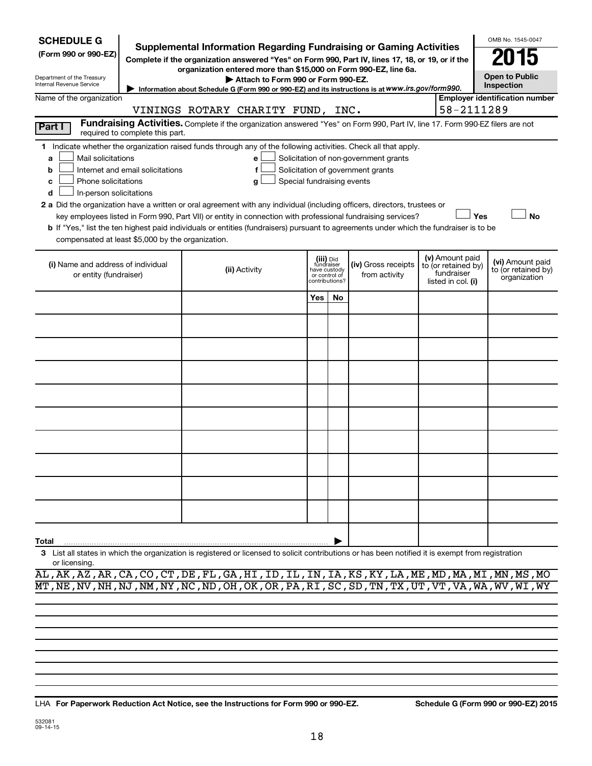**SCHEDULE G**
**(Form 990 or 990-EZ)**

Department of the Treasury
Internal Revenue Service

# Supplemental Information Regarding Fundraising or Gaming Activities

**Complete if the organization answered "Yes" on Form 990, Part IV, lines 17, 18, or 19, or if the organization entered more than $15,000 on Form 990-EZ, line 6a.**

▶ Attach to Form 990 or Form 990-EZ.

▶ Information about Schedule G (Form 990 or 990-EZ) and its instructions is at www.irs.gov/form990.

OMB No. 1545-0047

**2015**

**Open to Public Inspection**

Name of the organization: VININGS ROTARY CHARITY FUND, INC.

**Employer identification number:** 58-2111289

**Part I** **Fundraising Activities.** Complete if the organization answered "Yes" on Form 990, Part IV, line 17. Form 990-EZ filers are not required to complete this part.

**1** Indicate whether the organization raised funds through any of the following activities. Check all that apply.

- **a** ☐ Mail solicitations
- **b** ☐ Internet and email solicitations
- **c** ☐ Phone solicitations
- **d** ☐ In-person solicitations
- **e** ☐ Solicitation of non-government grants
- **f** ☐ Solicitation of government grants
- **g** ☐ Special fundraising events

**2 a** Did the organization have a written or oral agreement with any individual (including officers, directors, trustees or key employees listed in Form 990, Part VII) or entity in connection with professional fundraising services? ☐ **Yes** ☐ **No**

**b** If "Yes," list the ten highest paid individuals or entities (fundraisers) pursuant to agreements under which the fundraiser is to be compensated at least $5,000 by the organization.

| (i) Name and address of individual or entity (fundraiser) | (ii) Activity | (iii) Did fundraiser have custody or control of contributions? | | (iv) Gross receipts from activity | (v) Amount paid to (or retained by) fundraiser listed in col. (i) | (vi) Amount paid to (or retained by) organization |
|---|---|---|---|---|---|---|
| | | Yes | No | | | |
| | | | | | | |
| | | | | | | |
| | | | | | | |
| | | | | | | |
| | | | | | | |
| | | | | | | |
| | | | | | | |
| | | | | | | |
| | | | | | | |
| | | | | | | |
| **Total** ▶ | | | | | | |

**3** List all states in which the organization is registered or licensed to solicit contributions or has been notified it is exempt from registration or licensing.

AL,AK,AZ,AR,CA,CO,CT,DE,FL,GA,HI,ID,IL,IN,IA,KS,KY,LA,ME,MD,MA,MI,MN,MS,MO
MT,NE,NV,NH,NJ,NM,NY,NC,ND,OH,OK,OR,PA,RI,SC,SD,TN,TX,UT,VT,VA,WA,WV,WI,WY

LHA **For Paperwork Reduction Act Notice, see the Instructions for Form 990 or 990-EZ.** **Schedule G (Form 990 or 990-EZ) 2015**

532081
09-14-15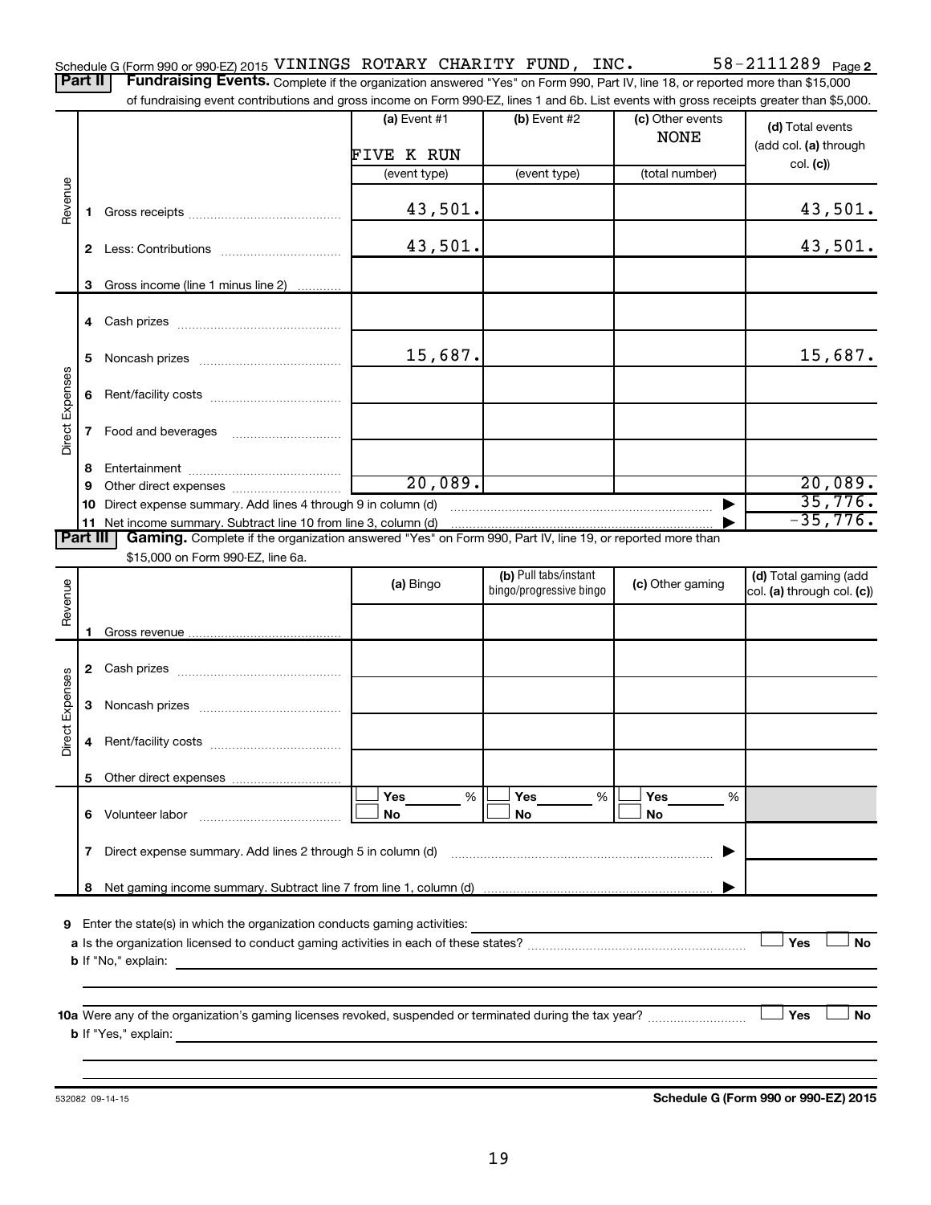Schedule G (Form 990 or 990-EZ) 2015 VININGS ROTARY CHARITY FUND, INC. 58-2111289 Page 2

**Part II Fundraising Events.** Complete if the organization answered "Yes" on Form 990, Part IV, line 18, or reported more than $15,000 of fundraising event contributions and gross income on Form 990-EZ, lines 1 and 6b. List events with gross receipts greater than $5,000.

| | | (a) Event #1 | (b) Event #2 | (c) Other events | (d) Total events (add col. (a) through col. (c)) |
|---|---|---|---|---|---|
| | | FIVE K RUN | | NONE | |
| | | (event type) | (event type) | (total number) | |
| Revenue | 1 Gross receipts | 43,501. | | | 43,501. |
| | 2 Less: Contributions | 43,501. | | | 43,501. |
| | 3 Gross income (line 1 minus line 2) | | | | |
| Direct Expenses | 4 Cash prizes | | | | |
| | 5 Noncash prizes | 15,687. | | | 15,687. |
| | 6 Rent/facility costs | | | | |
| | 7 Food and beverages | | | | |
| | 8 Entertainment | | | | |
| | 9 Other direct expenses | 20,089. | | | 20,089. |
| | 10 Direct expense summary. Add lines 4 through 9 in column (d) | | | | 35,776. |
| | 11 Net income summary. Subtract line 10 from line 3, column (d) | | | | -35,776. |

**Part III Gaming.** Complete if the organization answered "Yes" on Form 990, Part IV, line 19, or reported more than $15,000 on Form 990-EZ, line 6a.

| | | (a) Bingo | (b) Pull tabs/instant bingo/progressive bingo | (c) Other gaming | (d) Total gaming (add col. (a) through col. (c)) |
|---|---|---|---|---|---|
| Revenue | 1 Gross revenue | | | | |
| Direct Expenses | 2 Cash prizes | | | | |
| | 3 Noncash prizes | | | | |
| | 4 Rent/facility costs | | | | |
| | 5 Other direct expenses | | | | |
| | 6 Volunteer labor | Yes ___ % / No | Yes ___ % / No | Yes ___ % / No | |
| | 7 Direct expense summary. Add lines 2 through 5 in column (d) | | | | |
| | 8 Net gaming income summary. Subtract line 7 from line 1, column (d) | | | | |

9 Enter the state(s) in which the organization conducts gaming activities: ______

a Is the organization licensed to conduct gaming activities in each of these states? ☐ Yes ☐ No

b If "No," explain: ______

10a Were any of the organization's gaming licenses revoked, suspended or terminated during the tax year? ☐ Yes ☐ No

b If "Yes," explain: ______

532082 09-14-15 **Schedule G (Form 990 or 990-EZ) 2015**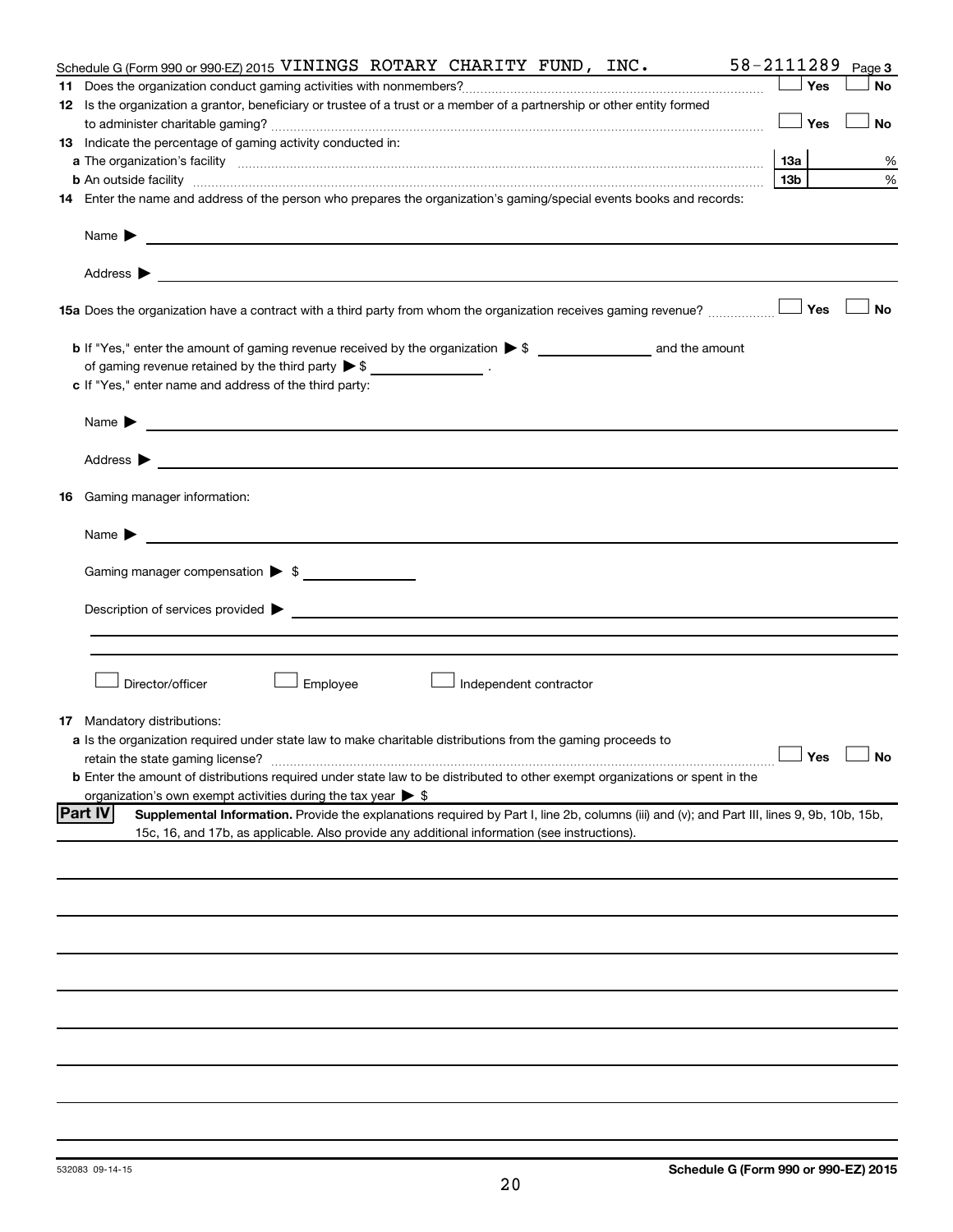Schedule G (Form 990 or 990-EZ) 2015 VININGS ROTARY CHARITY FUND, INC. 58-2111289 Page 3

**11** Does the organization conduct gaming activities with nonmembers? ☐ Yes ☐ No

**12** Is the organization a grantor, beneficiary or trustee of a trust or a member of a partnership or other entity formed to administer charitable gaming? ☐ Yes ☐ No

**13** Indicate the percentage of gaming activity conducted in:

**a** The organization's facility **13a** %

**b** An outside facility **13b** %

**14** Enter the name and address of the person who prepares the organization's gaming/special events books and records:

Name ▶

Address ▶

**15a** Does the organization have a contract with a third party from whom the organization receives gaming revenue? ☐ Yes ☐ No

**b** If "Yes," enter the amount of gaming revenue received by the organization ▶ $ ______ and the amount of gaming revenue retained by the third party ▶ $ ______ .

**c** If "Yes," enter name and address of the third party:

Name ▶

Address ▶

**16** Gaming manager information:

Name ▶

Gaming manager compensation ▶ $

Description of services provided ▶

☐ Director/officer ☐ Employee ☐ Independent contractor

**17** Mandatory distributions:

**a** Is the organization required under state law to make charitable distributions from the gaming proceeds to retain the state gaming license? ☐ Yes ☐ No

**b** Enter the amount of distributions required under state law to be distributed to other exempt organizations or spent in the organization's own exempt activities during the tax year ▶ $

**Part IV** **Supplemental Information.** Provide the explanations required by Part I, line 2b, columns (iii) and (v); and Part III, lines 9, 9b, 10b, 15b, 15c, 16, and 17b, as applicable. Also provide any additional information (see instructions).

532083 09-14-15 **Schedule G (Form 990 or 990-EZ) 2015**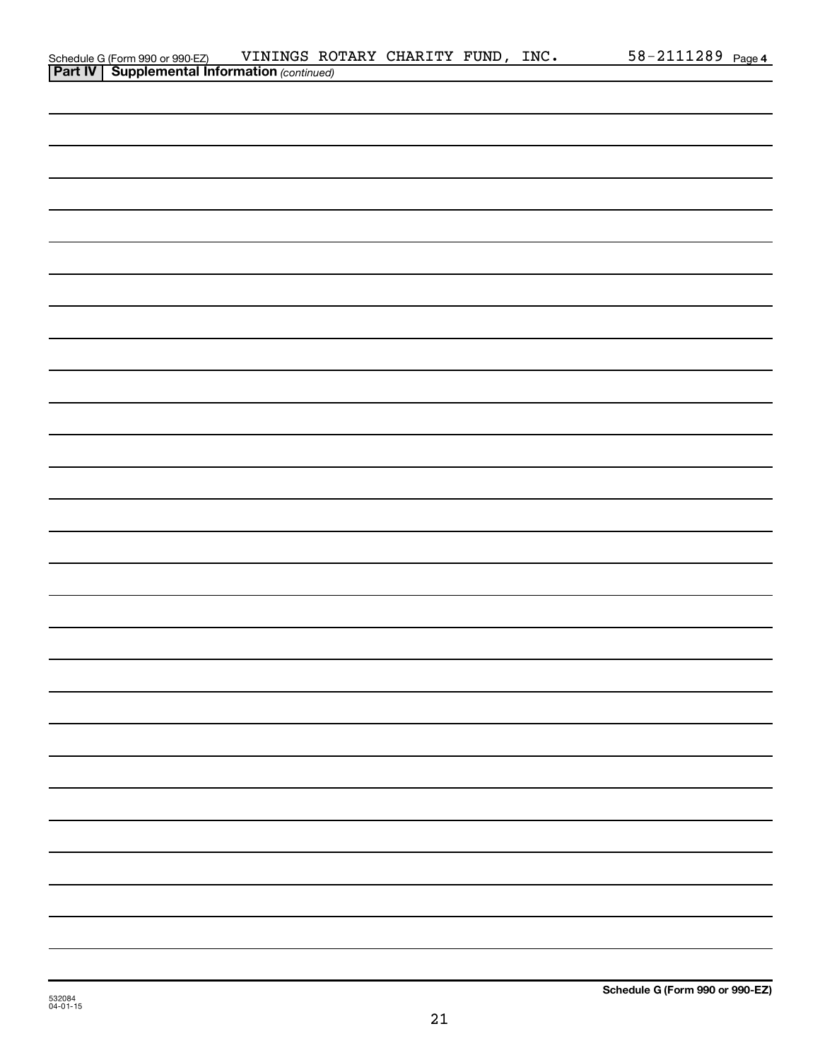Schedule G (Form 990 or 990-EZ) VININGS ROTARY CHARITY FUND, INC. 58-2111289 Page 4

**Part IV | Supplemental Information** *(continued)*

**Schedule G (Form 990 or 990-EZ)**

532084
04-01-15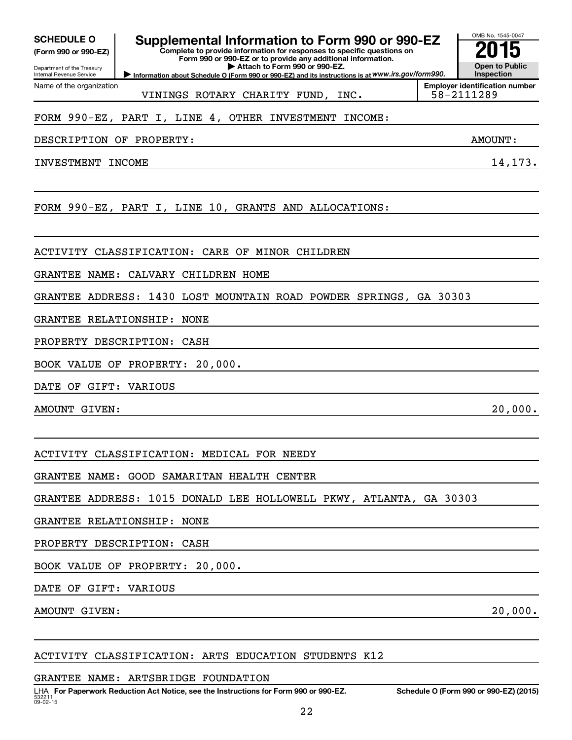**SCHEDULE O**
**(Form 990 or 990-EZ)**

Department of the Treasury
Internal Revenue Service

# Supplemental Information to Form 990 or 990-EZ

**Complete to provide information for responses to specific questions on Form 990 or 990-EZ or to provide any additional information.**
**▶ Attach to Form 990 or 990-EZ.**
**▶ Information about Schedule O (Form 990 or 990-EZ) and its instructions is at** *www.irs.gov/form990.*

OMB No. 1545-0047
**2015**
**Open to Public Inspection**

Name of the organization: VININGS ROTARY CHARITY FUND, INC.
**Employer identification number** 58-2111289

FORM 990-EZ, PART I, LINE 4, OTHER INVESTMENT INCOME:

| DESCRIPTION OF PROPERTY: | AMOUNT: |
|---|---|
| INVESTMENT INCOME | 14,173. |

FORM 990-EZ, PART I, LINE 10, GRANTS AND ALLOCATIONS:

ACTIVITY CLASSIFICATION: CARE OF MINOR CHILDREN

GRANTEE NAME: CALVARY CHILDREN HOME

GRANTEE ADDRESS: 1430 LOST MOUNTAIN ROAD POWDER SPRINGS, GA 30303

GRANTEE RELATIONSHIP: NONE

PROPERTY DESCRIPTION: CASH

BOOK VALUE OF PROPERTY: 20,000.

DATE OF GIFT: VARIOUS

AMOUNT GIVEN: 20,000.

ACTIVITY CLASSIFICATION: MEDICAL FOR NEEDY

GRANTEE NAME: GOOD SAMARITAN HEALTH CENTER

GRANTEE ADDRESS: 1015 DONALD LEE HOLLOWELL PKWY, ATLANTA, GA 30303

GRANTEE RELATIONSHIP: NONE

PROPERTY DESCRIPTION: CASH

BOOK VALUE OF PROPERTY: 20,000.

DATE OF GIFT: VARIOUS

AMOUNT GIVEN: 20,000.

ACTIVITY CLASSIFICATION: ARTS EDUCATION STUDENTS K12

GRANTEE NAME: ARTSBRIDGE FOUNDATION

LHA **For Paperwork Reduction Act Notice, see the Instructions for Form 990 or 990-EZ.** **Schedule O (Form 990 or 990-EZ) (2015)**
532211
09-02-15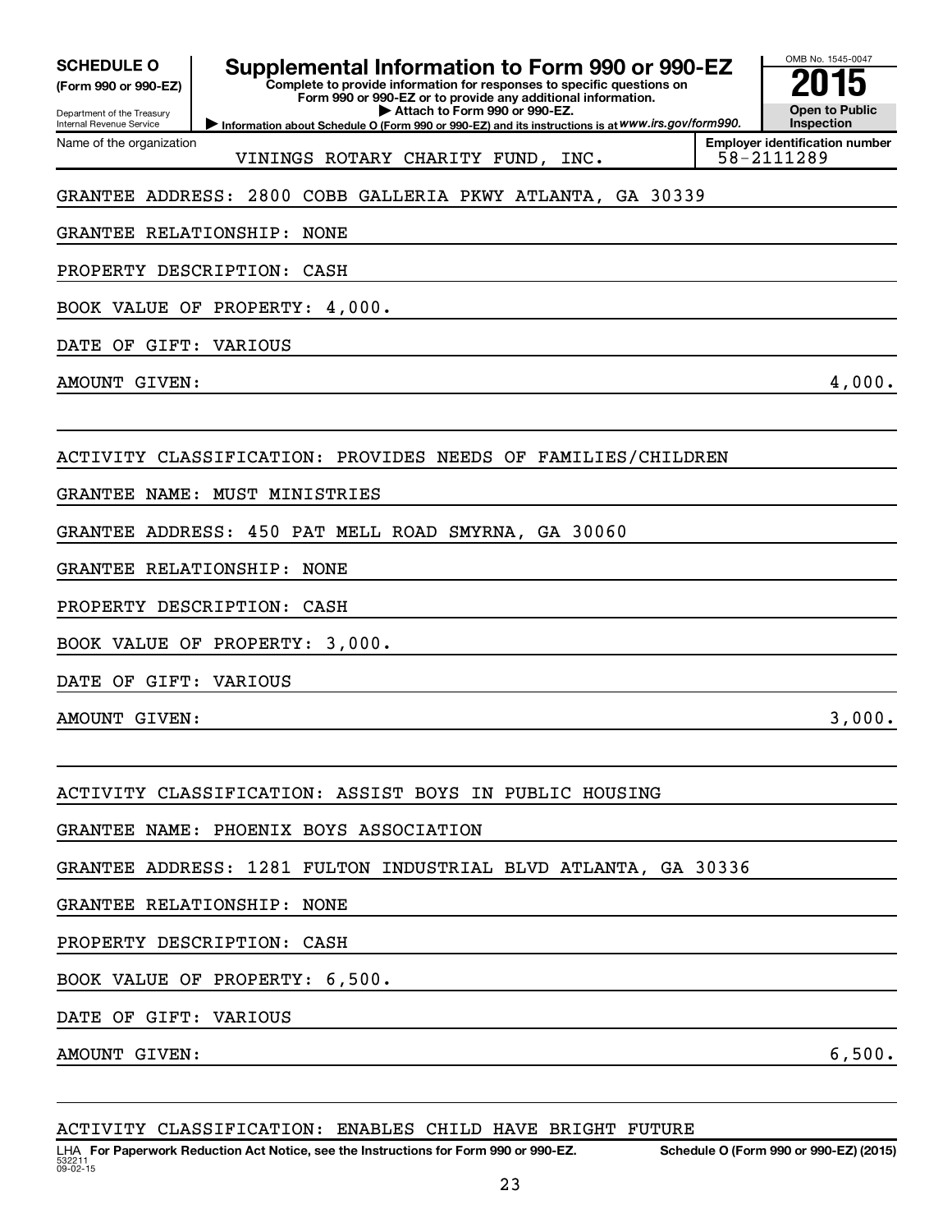**SCHEDULE O** (Form 990 or 990-EZ)

Department of the Treasury
Internal Revenue Service

# Supplemental Information to Form 990 or 990-EZ

**Complete to provide information for responses to specific questions on Form 990 or 990-EZ or to provide any additional information.**
**▶ Attach to Form 990 or 990-EZ.**
**▶ Information about Schedule O (Form 990 or 990-EZ) and its instructions is at** *www.irs.gov/form990.*

OMB No. 1545-0047
**2015**
**Open to Public Inspection**

Name of the organization: VININGS ROTARY CHARITY FUND, INC.
Employer identification number: 58-2111289

GRANTEE ADDRESS: 2800 COBB GALLERIA PKWY ATLANTA, GA 30339

GRANTEE RELATIONSHIP: NONE

PROPERTY DESCRIPTION: CASH

BOOK VALUE OF PROPERTY: 4,000.

DATE OF GIFT: VARIOUS

AMOUNT GIVEN: 4,000.

ACTIVITY CLASSIFICATION: PROVIDES NEEDS OF FAMILIES/CHILDREN

GRANTEE NAME: MUST MINISTRIES

GRANTEE ADDRESS: 450 PAT MELL ROAD SMYRNA, GA 30060

GRANTEE RELATIONSHIP: NONE

PROPERTY DESCRIPTION: CASH

BOOK VALUE OF PROPERTY: 3,000.

DATE OF GIFT: VARIOUS

AMOUNT GIVEN: 3,000.

ACTIVITY CLASSIFICATION: ASSIST BOYS IN PUBLIC HOUSING

GRANTEE NAME: PHOENIX BOYS ASSOCIATION

GRANTEE ADDRESS: 1281 FULTON INDUSTRIAL BLVD ATLANTA, GA 30336

GRANTEE RELATIONSHIP: NONE

PROPERTY DESCRIPTION: CASH

BOOK VALUE OF PROPERTY: 6,500.

DATE OF GIFT: VARIOUS

AMOUNT GIVEN: 6,500.

ACTIVITY CLASSIFICATION: ENABLES CHILD HAVE BRIGHT FUTURE

LHA **For Paperwork Reduction Act Notice, see the Instructions for Form 990 or 990-EZ.** **Schedule O (Form 990 or 990-EZ) (2015)**
532211
09-02-15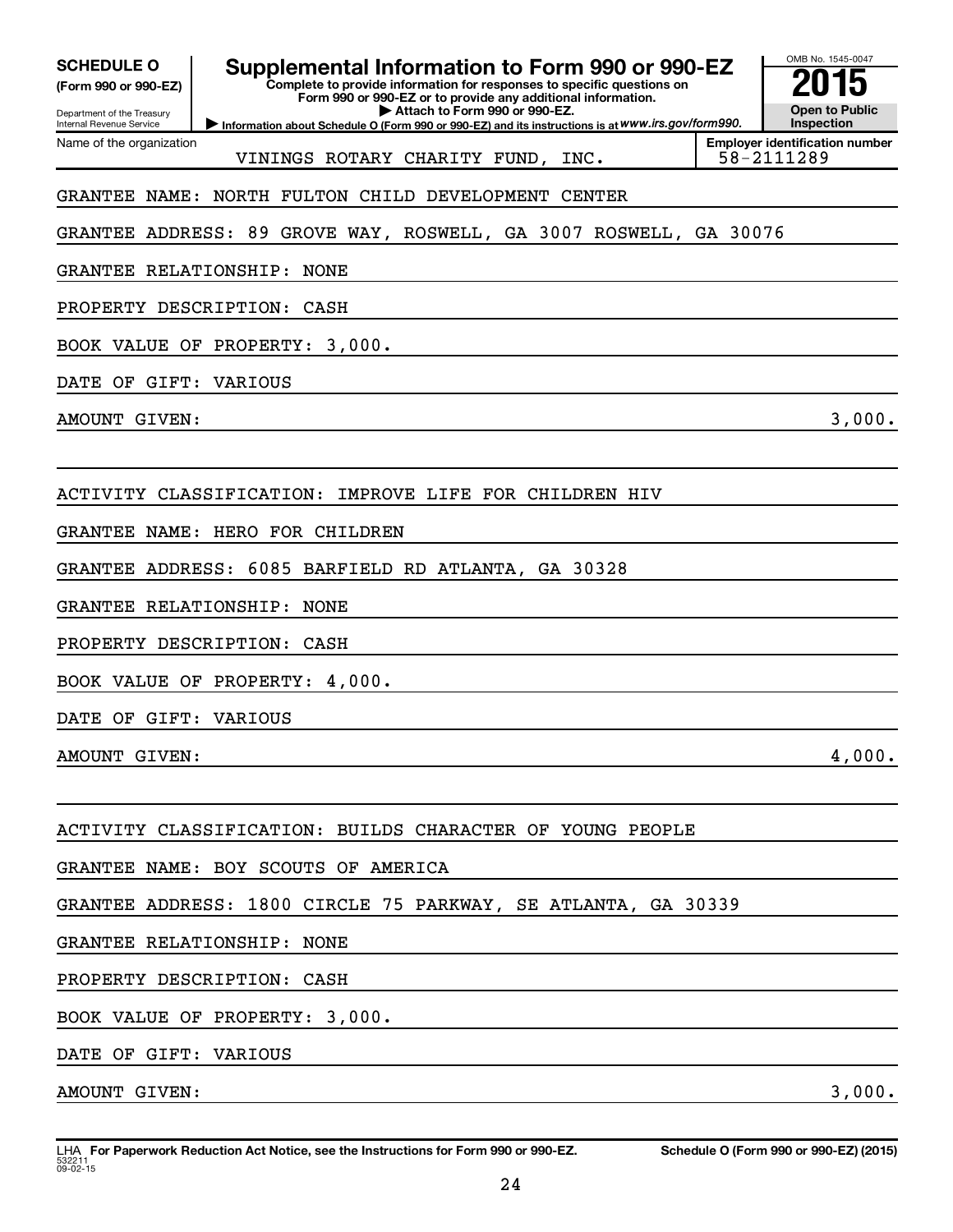**SCHEDULE O (Form 990 or 990-EZ)**

Department of the Treasury
Internal Revenue Service

# Supplemental Information to Form 990 or 990-EZ

**Complete to provide information for responses to specific questions on Form 990 or 990-EZ or to provide any additional information.**
**▶ Attach to Form 990 or 990-EZ.**
**▶ Information about Schedule O (Form 990 or 990-EZ) and its instructions is at www.irs.gov/form990.**

OMB No. 1545-0047

**2015**

**Open to Public Inspection**

Name of the organization: VININGS ROTARY CHARITY FUND, INC.

**Employer identification number:** 58-2111289

GRANTEE NAME: NORTH FULTON CHILD DEVELOPMENT CENTER

GRANTEE ADDRESS: 89 GROVE WAY, ROSWELL, GA 3007 ROSWELL, GA 30076

GRANTEE RELATIONSHIP: NONE

PROPERTY DESCRIPTION: CASH

BOOK VALUE OF PROPERTY: 3,000.

DATE OF GIFT: VARIOUS

AMOUNT GIVEN: 3,000.

ACTIVITY CLASSIFICATION: IMPROVE LIFE FOR CHILDREN HIV

GRANTEE NAME: HERO FOR CHILDREN

GRANTEE ADDRESS: 6085 BARFIELD RD ATLANTA, GA 30328

GRANTEE RELATIONSHIP: NONE

PROPERTY DESCRIPTION: CASH

BOOK VALUE OF PROPERTY: 4,000.

DATE OF GIFT: VARIOUS

AMOUNT GIVEN: 4,000.

ACTIVITY CLASSIFICATION: BUILDS CHARACTER OF YOUNG PEOPLE

GRANTEE NAME: BOY SCOUTS OF AMERICA

GRANTEE ADDRESS: 1800 CIRCLE 75 PARKWAY, SE ATLANTA, GA 30339

GRANTEE RELATIONSHIP: NONE

PROPERTY DESCRIPTION: CASH

BOOK VALUE OF PROPERTY: 3,000.

DATE OF GIFT: VARIOUS

AMOUNT GIVEN: 3,000.

LHA **For Paperwork Reduction Act Notice, see the Instructions for Form 990 or 990-EZ.** **Schedule O (Form 990 or 990-EZ) (2015)**
532211
09-02-15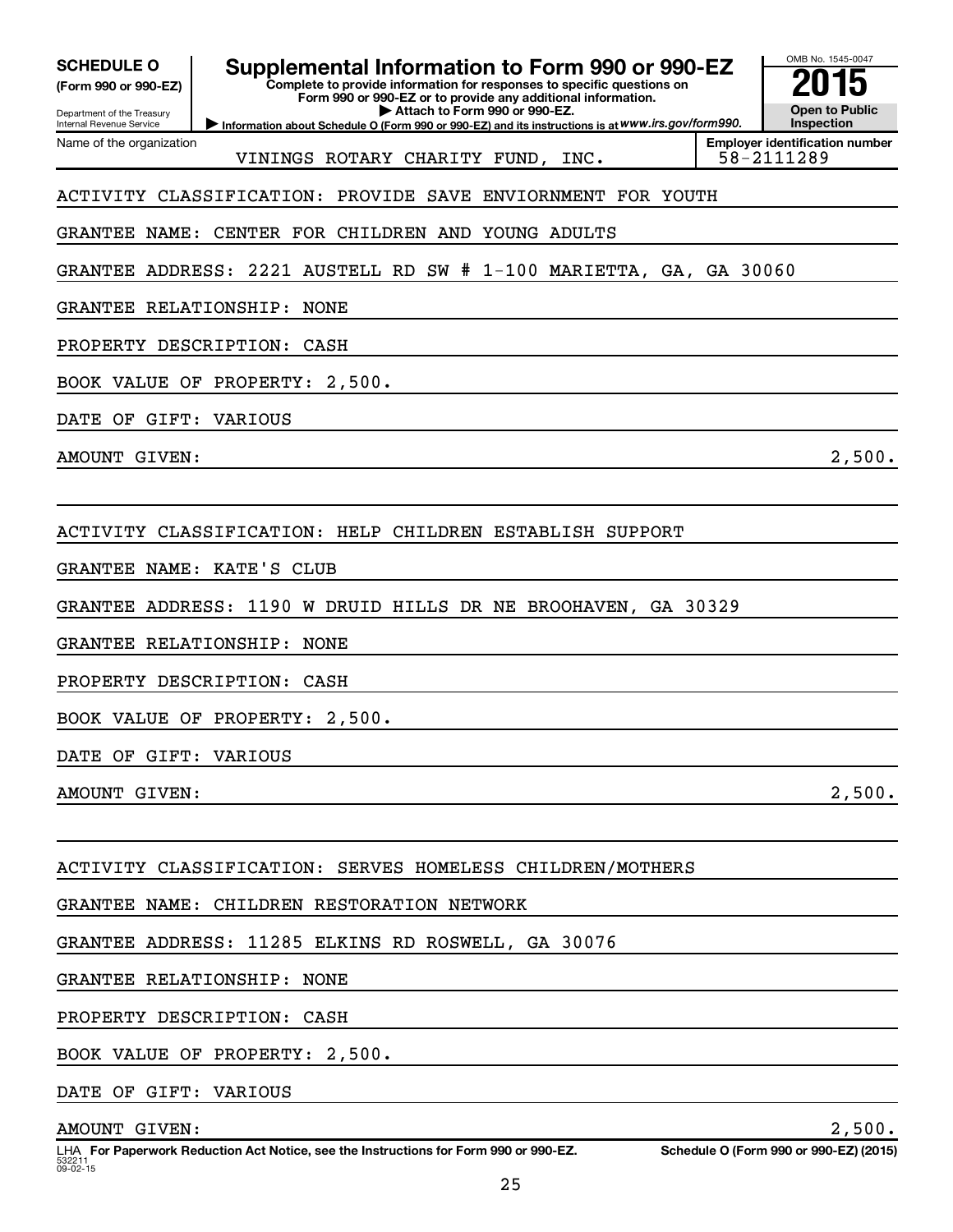**SCHEDULE O**
**(Form 990 or 990-EZ)**

Department of the Treasury
Internal Revenue Service

# Supplemental Information to Form 990 or 990-EZ

**Complete to provide information for responses to specific questions on Form 990 or 990-EZ or to provide any additional information.**
**▶ Attach to Form 990 or 990-EZ.**
**▶ Information about Schedule O (Form 990 or 990-EZ) and its instructions is at** ***www.irs.gov/form990.***

OMB No. 1545-0047
**2015**
**Open to Public Inspection**

| Name of the organization | Employer identification number |
|---|---|
| VININGS ROTARY CHARITY FUND, INC. | 58-2111289 |

ACTIVITY CLASSIFICATION: PROVIDE SAVE ENVIORNMENT FOR YOUTH

GRANTEE NAME: CENTER FOR CHILDREN AND YOUNG ADULTS

GRANTEE ADDRESS: 2221 AUSTELL RD SW # 1-100 MARIETTA, GA, GA 30060

GRANTEE RELATIONSHIP: NONE

PROPERTY DESCRIPTION: CASH

BOOK VALUE OF PROPERTY: 2,500.

DATE OF GIFT: VARIOUS

AMOUNT GIVEN: 2,500.

ACTIVITY CLASSIFICATION: HELP CHILDREN ESTABLISH SUPPORT

GRANTEE NAME: KATE'S CLUB

GRANTEE ADDRESS: 1190 W DRUID HILLS DR NE BROOHAVEN, GA 30329

GRANTEE RELATIONSHIP: NONE

PROPERTY DESCRIPTION: CASH

BOOK VALUE OF PROPERTY: 2,500.

DATE OF GIFT: VARIOUS

AMOUNT GIVEN: 2,500.

ACTIVITY CLASSIFICATION: SERVES HOMELESS CHILDREN/MOTHERS

GRANTEE NAME: CHILDREN RESTORATION NETWORK

GRANTEE ADDRESS: 11285 ELKINS RD ROSWELL, GA 30076

GRANTEE RELATIONSHIP: NONE

PROPERTY DESCRIPTION: CASH

BOOK VALUE OF PROPERTY: 2,500.

DATE OF GIFT: VARIOUS

AMOUNT GIVEN: 2,500.

LHA **For Paperwork Reduction Act Notice, see the Instructions for Form 990 or 990-EZ.** **Schedule O (Form 990 or 990-EZ) (2015)**
532211
09-02-15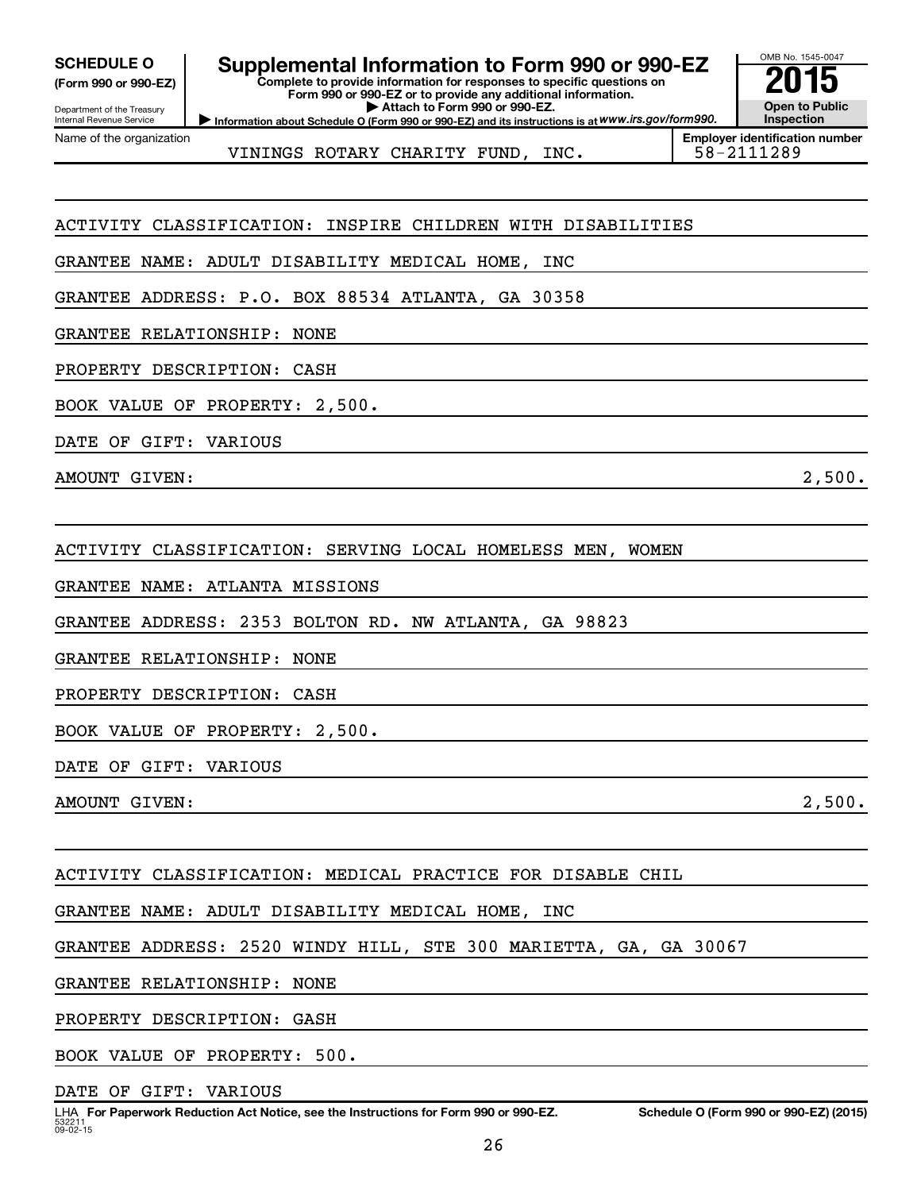**SCHEDULE O** (Form 990 or 990-EZ)

Department of the Treasury
Internal Revenue Service

# Supplemental Information to Form 990 or 990-EZ

**Complete to provide information for responses to specific questions on Form 990 or 990-EZ or to provide any additional information.**
**▶ Attach to Form 990 or 990-EZ.**
**▶ Information about Schedule O (Form 990 or 990-EZ) and its instructions is at** *www.irs.gov/form990.*

OMB No. 1545-0047
**2015**
**Open to Public Inspection**

Name of the organization: VININGS ROTARY CHARITY FUND, INC.
**Employer identification number:** 58-2111289

ACTIVITY CLASSIFICATION: INSPIRE CHILDREN WITH DISABILITIES

GRANTEE NAME: ADULT DISABILITY MEDICAL HOME, INC

GRANTEE ADDRESS: P.O. BOX 88534 ATLANTA, GA 30358

GRANTEE RELATIONSHIP: NONE

PROPERTY DESCRIPTION: CASH

BOOK VALUE OF PROPERTY: 2,500.

DATE OF GIFT: VARIOUS

AMOUNT GIVEN: 2,500.

ACTIVITY CLASSIFICATION: SERVING LOCAL HOMELESS MEN, WOMEN

GRANTEE NAME: ATLANTA MISSIONS

GRANTEE ADDRESS: 2353 BOLTON RD. NW ATLANTA, GA 98823

GRANTEE RELATIONSHIP: NONE

PROPERTY DESCRIPTION: CASH

BOOK VALUE OF PROPERTY: 2,500.

DATE OF GIFT: VARIOUS

AMOUNT GIVEN: 2,500.

ACTIVITY CLASSIFICATION: MEDICAL PRACTICE FOR DISABLE CHIL

GRANTEE NAME: ADULT DISABILITY MEDICAL HOME, INC

GRANTEE ADDRESS: 2520 WINDY HILL, STE 300 MARIETTA, GA, GA 30067

GRANTEE RELATIONSHIP: NONE

PROPERTY DESCRIPTION: GASH

BOOK VALUE OF PROPERTY: 500.

DATE OF GIFT: VARIOUS

LHA **For Paperwork Reduction Act Notice, see the Instructions for Form 990 or 990-EZ.** **Schedule O (Form 990 or 990-EZ) (2015)**
532211
09-02-15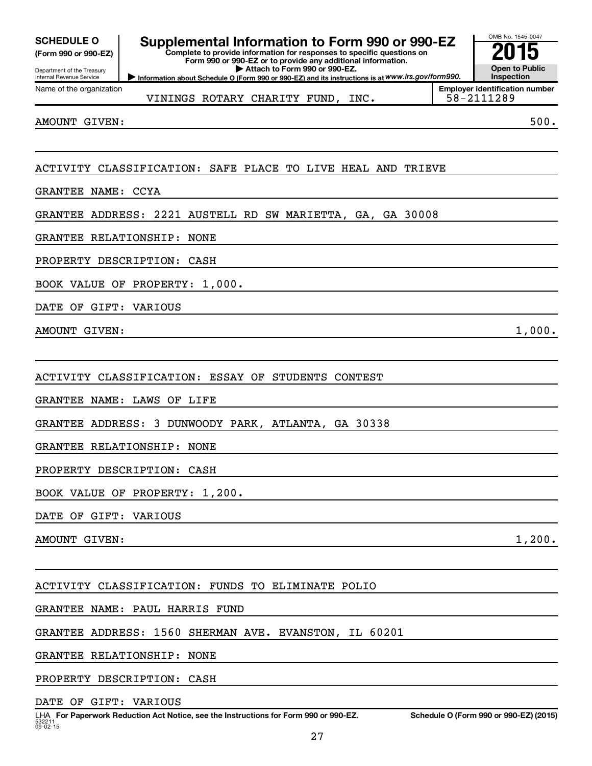**SCHEDULE O**
**(Form 990 or 990-EZ)**

Department of the Treasury
Internal Revenue Service

# Supplemental Information to Form 990 or 990-EZ

**Complete to provide information for responses to specific questions on Form 990 or 990-EZ or to provide any additional information.**
**▶ Attach to Form 990 or 990-EZ.**
**▶ Information about Schedule O (Form 990 or 990-EZ) and its instructions is at *www.irs.gov/form990.***

OMB No. 1545-0047
**2015**
**Open to Public Inspection**

Name of the organization: VININGS ROTARY CHARITY FUND, INC.
**Employer identification number**: 58-2111289

AMOUNT GIVEN: 500.

ACTIVITY CLASSIFICATION: SAFE PLACE TO LIVE HEAL AND TRIEVE

GRANTEE NAME: CCYA

GRANTEE ADDRESS: 2221 AUSTELL RD SW MARIETTA, GA, GA 30008

GRANTEE RELATIONSHIP: NONE

PROPERTY DESCRIPTION: CASH

BOOK VALUE OF PROPERTY: 1,000.

DATE OF GIFT: VARIOUS

AMOUNT GIVEN: 1,000.

ACTIVITY CLASSIFICATION: ESSAY OF STUDENTS CONTEST

GRANTEE NAME: LAWS OF LIFE

GRANTEE ADDRESS: 3 DUNWOODY PARK, ATLANTA, GA 30338

GRANTEE RELATIONSHIP: NONE

PROPERTY DESCRIPTION: CASH

BOOK VALUE OF PROPERTY: 1,200.

DATE OF GIFT: VARIOUS

AMOUNT GIVEN: 1,200.

ACTIVITY CLASSIFICATION: FUNDS TO ELIMINATE POLIO

GRANTEE NAME: PAUL HARRIS FUND

GRANTEE ADDRESS: 1560 SHERMAN AVE. EVANSTON, IL 60201

GRANTEE RELATIONSHIP: NONE

PROPERTY DESCRIPTION: CASH

DATE OF GIFT: VARIOUS

LHA **For Paperwork Reduction Act Notice, see the Instructions for Form 990 or 990-EZ.** **Schedule O (Form 990 or 990-EZ) (2015)**
532211
09-02-15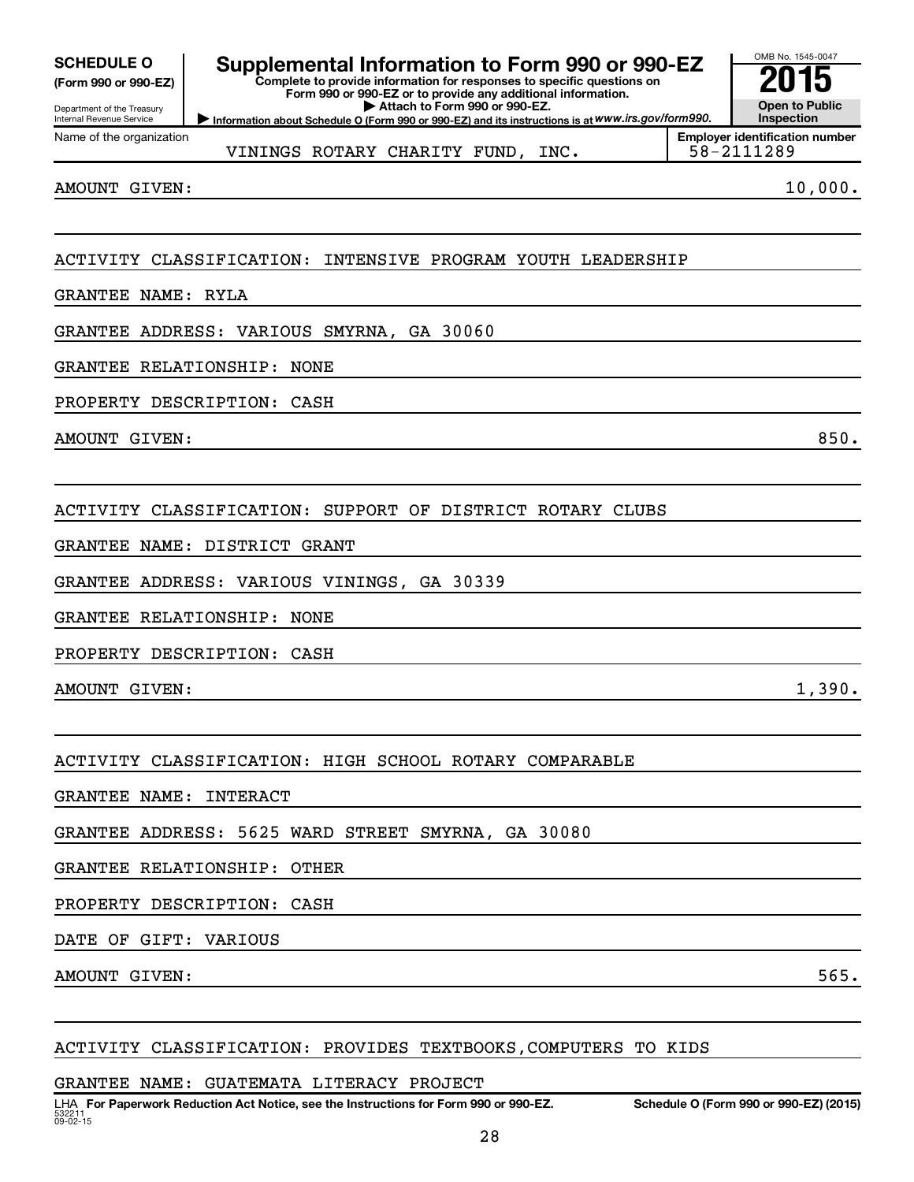**SCHEDULE O** (Form 990 or 990-EZ)

Department of the Treasury
Internal Revenue Service

# Supplemental Information to Form 990 or 990-EZ

**Complete to provide information for responses to specific questions on Form 990 or 990-EZ or to provide any additional information.**
**▶ Attach to Form 990 or 990-EZ.**
**▶ Information about Schedule O (Form 990 or 990-EZ) and its instructions is at** *www.irs.gov/form990.*

OMB No. 1545-0047
**2015**
**Open to Public Inspection**

Name of the organization: VININGS ROTARY CHARITY FUND, INC.
**Employer identification number** 58-2111289

AMOUNT GIVEN: 10,000.

ACTIVITY CLASSIFICATION: INTENSIVE PROGRAM YOUTH LEADERSHIP

GRANTEE NAME: RYLA

GRANTEE ADDRESS: VARIOUS SMYRNA, GA 30060

GRANTEE RELATIONSHIP: NONE

PROPERTY DESCRIPTION: CASH

AMOUNT GIVEN: 850.

ACTIVITY CLASSIFICATION: SUPPORT OF DISTRICT ROTARY CLUBS

GRANTEE NAME: DISTRICT GRANT

GRANTEE ADDRESS: VARIOUS VININGS, GA 30339

GRANTEE RELATIONSHIP: NONE

PROPERTY DESCRIPTION: CASH

AMOUNT GIVEN: 1,390.

ACTIVITY CLASSIFICATION: HIGH SCHOOL ROTARY COMPARABLE

GRANTEE NAME: INTERACT

GRANTEE ADDRESS: 5625 WARD STREET SMYRNA, GA 30080

GRANTEE RELATIONSHIP: OTHER

PROPERTY DESCRIPTION: CASH

DATE OF GIFT: VARIOUS

AMOUNT GIVEN: 565.

ACTIVITY CLASSIFICATION: PROVIDES TEXTBOOKS,COMPUTERS TO KIDS

GRANTEE NAME: GUATEMATA LITERACY PROJECT

LHA **For Paperwork Reduction Act Notice, see the Instructions for Form 990 or 990-EZ.** 532211 09-02-15 **Schedule O (Form 990 or 990-EZ) (2015)**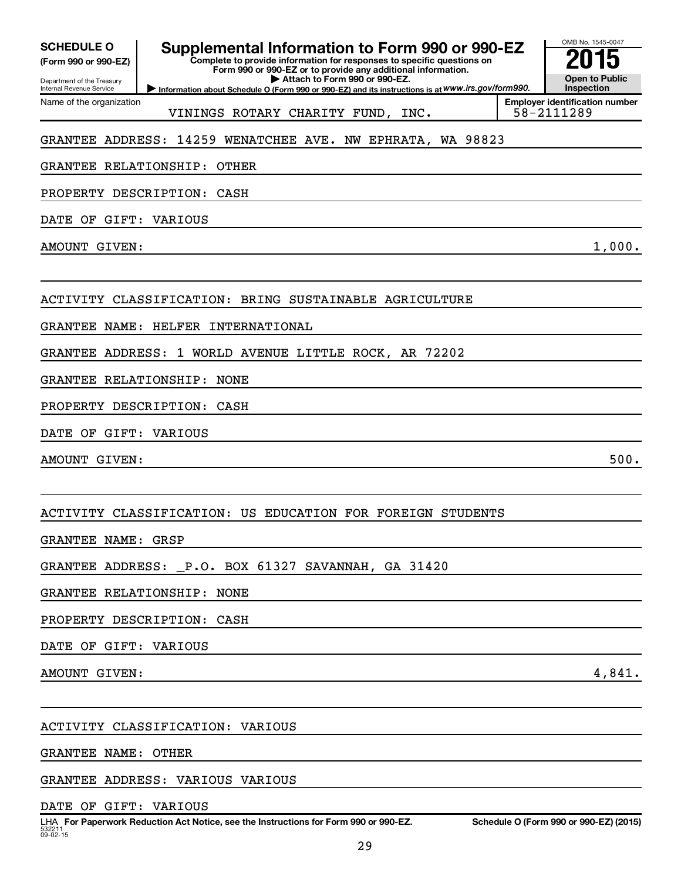**SCHEDULE O**
**(Form 990 or 990-EZ)**

Department of the Treasury
Internal Revenue Service

# Supplemental Information to Form 990 or 990-EZ

**Complete to provide information for responses to specific questions on Form 990 or 990-EZ or to provide any additional information.**
**▶ Attach to Form 990 or 990-EZ.**
**▶ Information about Schedule O (Form 990 or 990-EZ) and its instructions is at www.irs.gov/form990.**

OMB No. 1545-0047
**2015**
**Open to Public Inspection**

Name of the organization: VININGS ROTARY CHARITY FUND, INC.
**Employer identification number:** 58-2111289

GRANTEE ADDRESS: 14259 WENATCHEE AVE. NW EPHRATA, WA 98823

GRANTEE RELATIONSHIP: OTHER

PROPERTY DESCRIPTION: CASH

DATE OF GIFT: VARIOUS

AMOUNT GIVEN: 1,000.

ACTIVITY CLASSIFICATION: BRING SUSTAINABLE AGRICULTURE

GRANTEE NAME: HELFER INTERNATIONAL

GRANTEE ADDRESS: 1 WORLD AVENUE LITTLE ROCK, AR 72202

GRANTEE RELATIONSHIP: NONE

PROPERTY DESCRIPTION: CASH

DATE OF GIFT: VARIOUS

AMOUNT GIVEN: 500.

ACTIVITY CLASSIFICATION: US EDUCATION FOR FOREIGN STUDENTS

GRANTEE NAME: GRSP

GRANTEE ADDRESS: _P.O. BOX 61327 SAVANNAH, GA 31420

GRANTEE RELATIONSHIP: NONE

PROPERTY DESCRIPTION: CASH

DATE OF GIFT: VARIOUS

AMOUNT GIVEN: 4,841.

ACTIVITY CLASSIFICATION: VARIOUS

GRANTEE NAME: OTHER

GRANTEE ADDRESS: VARIOUS VARIOUS

DATE OF GIFT: VARIOUS

LHA **For Paperwork Reduction Act Notice, see the Instructions for Form 990 or 990-EZ.** **Schedule O (Form 990 or 990-EZ) (2015)**
532211
09-02-15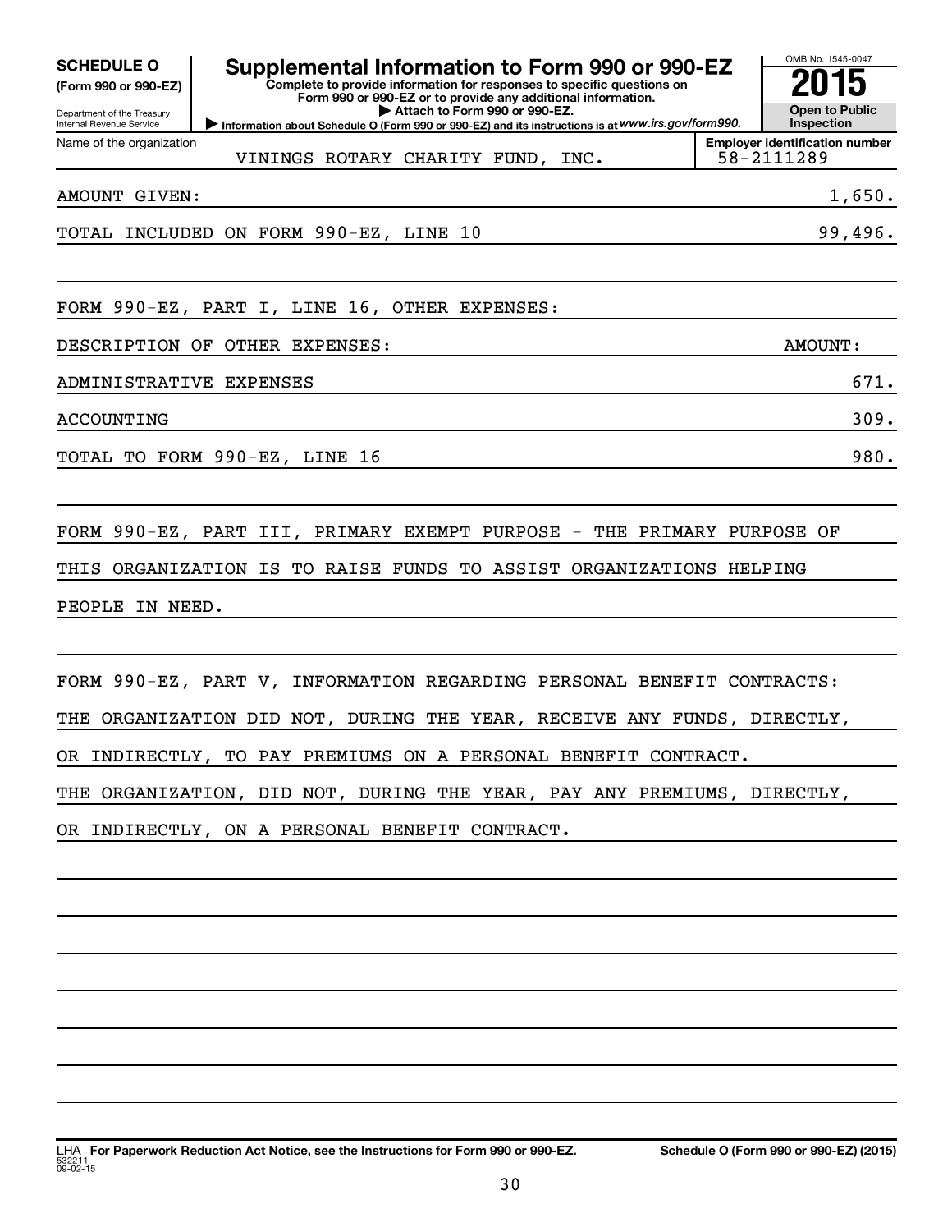**SCHEDULE O**
**(Form 990 or 990-EZ)**

Department of the Treasury
Internal Revenue Service

# Supplemental Information to Form 990 or 990-EZ

**Complete to provide information for responses to specific questions on Form 990 or 990-EZ or to provide any additional information.**
**▶ Attach to Form 990 or 990-EZ.**
**▶ Information about Schedule O (Form 990 or 990-EZ) and its instructions is at** ***www.irs.gov/form990.***

OMB No. 1545-0047
**2015**
**Open to Public Inspection**

| Name of the organization | Employer identification number |
|---|---|
| VININGS ROTARY CHARITY FUND, INC. | 58-2111289 |

| | |
|---|---|
| AMOUNT GIVEN: | 1,650. |
| TOTAL INCLUDED ON FORM 990-EZ, LINE 10 | 99,496. |

FORM 990-EZ, PART I, LINE 16, OTHER EXPENSES:

| DESCRIPTION OF OTHER EXPENSES: | AMOUNT: |
|---|---|
| ADMINISTRATIVE EXPENSES | 671. |
| ACCOUNTING | 309. |
| TOTAL TO FORM 990-EZ, LINE 16 | 980. |

FORM 990-EZ, PART III, PRIMARY EXEMPT PURPOSE - THE PRIMARY PURPOSE OF THIS ORGANIZATION IS TO RAISE FUNDS TO ASSIST ORGANIZATIONS HELPING PEOPLE IN NEED.

FORM 990-EZ, PART V, INFORMATION REGARDING PERSONAL BENEFIT CONTRACTS: THE ORGANIZATION DID NOT, DURING THE YEAR, RECEIVE ANY FUNDS, DIRECTLY, OR INDIRECTLY, TO PAY PREMIUMS ON A PERSONAL BENEFIT CONTRACT. THE ORGANIZATION, DID NOT, DURING THE YEAR, PAY ANY PREMIUMS, DIRECTLY, OR INDIRECTLY, ON A PERSONAL BENEFIT CONTRACT.

LHA **For Paperwork Reduction Act Notice, see the Instructions for Form 990 or 990-EZ.** **Schedule O (Form 990 or 990-EZ) (2015)**
532211
09-02-15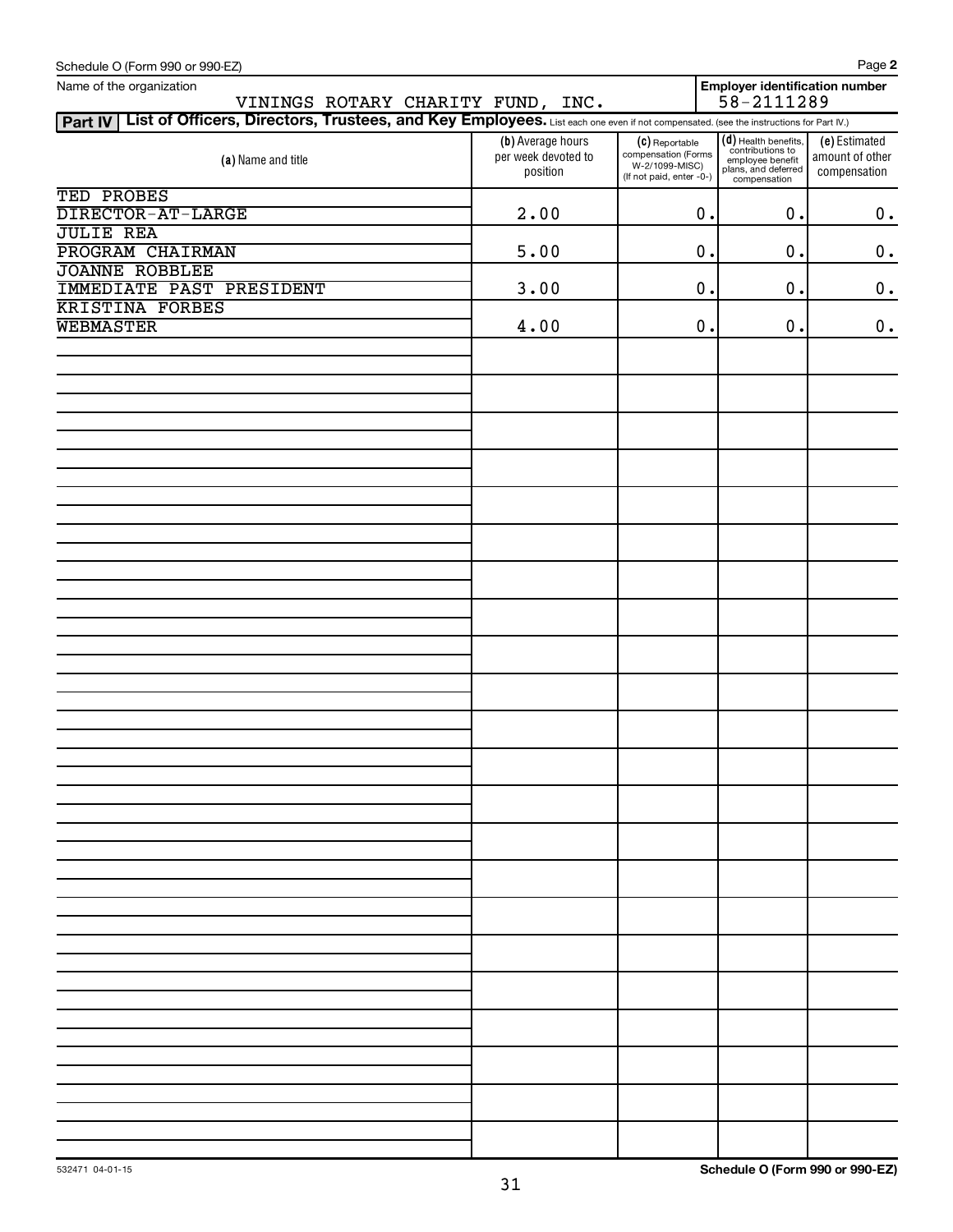Schedule O (Form 990 or 990-EZ)

Name of the organization: VININGS ROTARY CHARITY FUND, INC.

**Employer identification number** 58-2111289

**Part IV** **List of Officers, Directors, Trustees, and Key Employees.** List each one even if not compensated. (see the instructions for Part IV.)

| (a) Name and title | (b) Average hours per week devoted to position | (c) Reportable compensation (Forms W-2/1099-MISC) (If not paid, enter -0-) | (d) Health benefits, contributions to employee benefit plans, and deferred compensation | (e) Estimated amount of other compensation |
|---|---|---|---|---|
| TED PROBES<br>DIRECTOR-AT-LARGE | 2.00 | 0. | 0. | 0. |
| JULIE REA<br>PROGRAM CHAIRMAN | 5.00 | 0. | 0. | 0. |
| JOANNE ROBBLEE<br>IMMEDIATE PAST PRESIDENT | 3.00 | 0. | 0. | 0. |
| KRISTINA FORBES<br>WEBMASTER | 4.00 | 0. | 0. | 0. |

532471 04-01-15

**Schedule O (Form 990 or 990-EZ)**